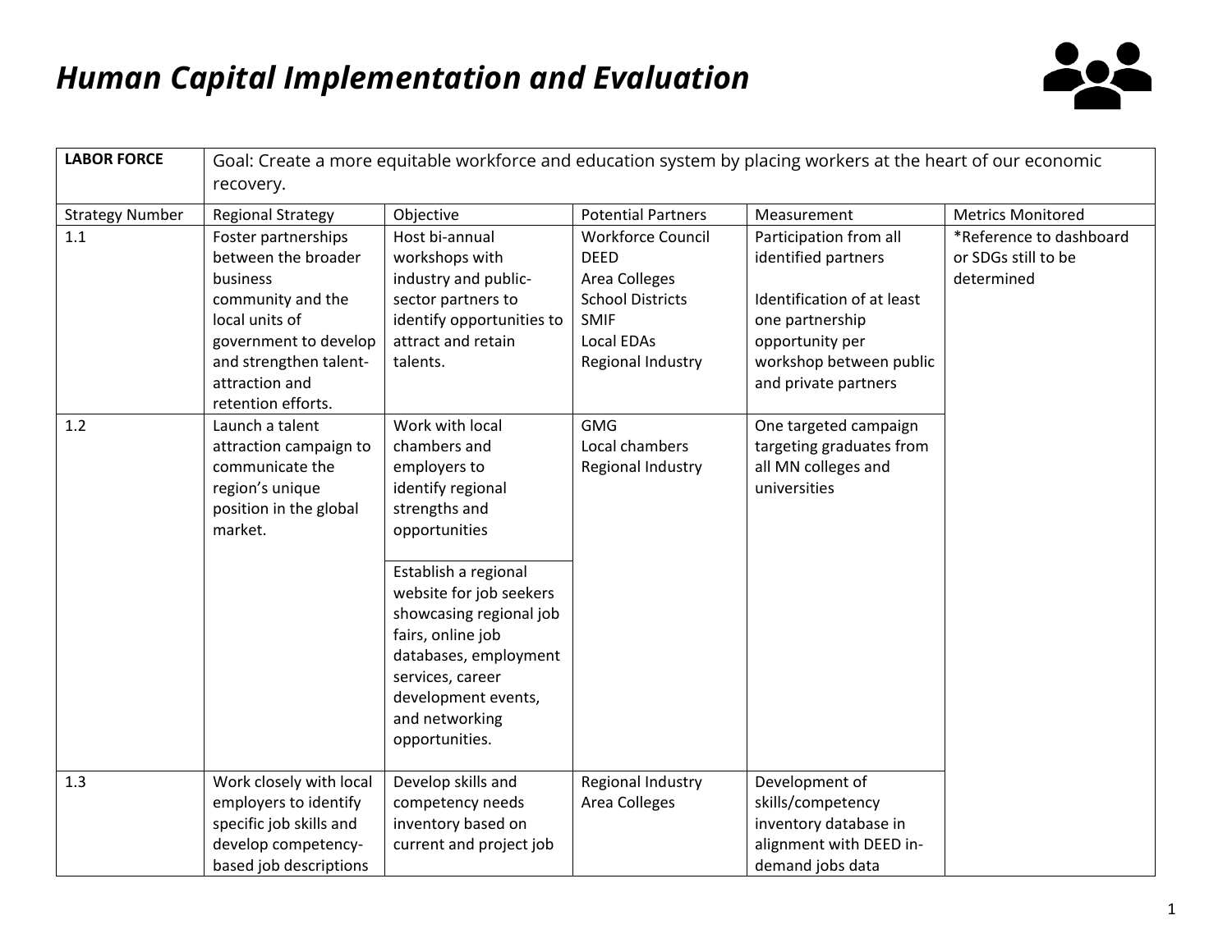# *Human Capital Implementation and Evaluation*

| **LABOR FORCE** | Goal: Create a more equitable workforce and education system by placing workers at the heart of our economic recovery. | | | | |
|---|---|---|---|---|---|
| Strategy Number | Regional Strategy | Objective | Potential Partners | Measurement | Metrics Monitored |
| 1.1 | Foster partnerships between the broader business community and the local units of government to develop and strengthen talent-attraction and retention efforts. | Host bi-annual workshops with industry and public-sector partners to identify opportunities to attract and retain talents. | Workforce Council<br>DEED<br>Area Colleges<br>School Districts<br>SMIF<br>Local EDAs<br>Regional Industry | Participation from all identified partners<br><br>Identification of at least one partnership opportunity per workshop between public and private partners | *Reference to dashboard or SDGs still to be determined |
| 1.2 | Launch a talent attraction campaign to communicate the region's unique position in the global market. | Work with local chambers and employers to identify regional strengths and opportunities | GMG<br>Local chambers<br>Regional Industry | One targeted campaign targeting graduates from all MN colleges and universities | |
| | | Establish a regional website for job seekers showcasing regional job fairs, online job databases, employment services, career development events, and networking opportunities. | | | |
| 1.3 | Work closely with local employers to identify specific job skills and develop competency-based job descriptions | Develop skills and competency needs inventory based on current and project job | Regional Industry<br>Area Colleges | Development of skills/competency inventory database in alignment with DEED in-demand jobs data | |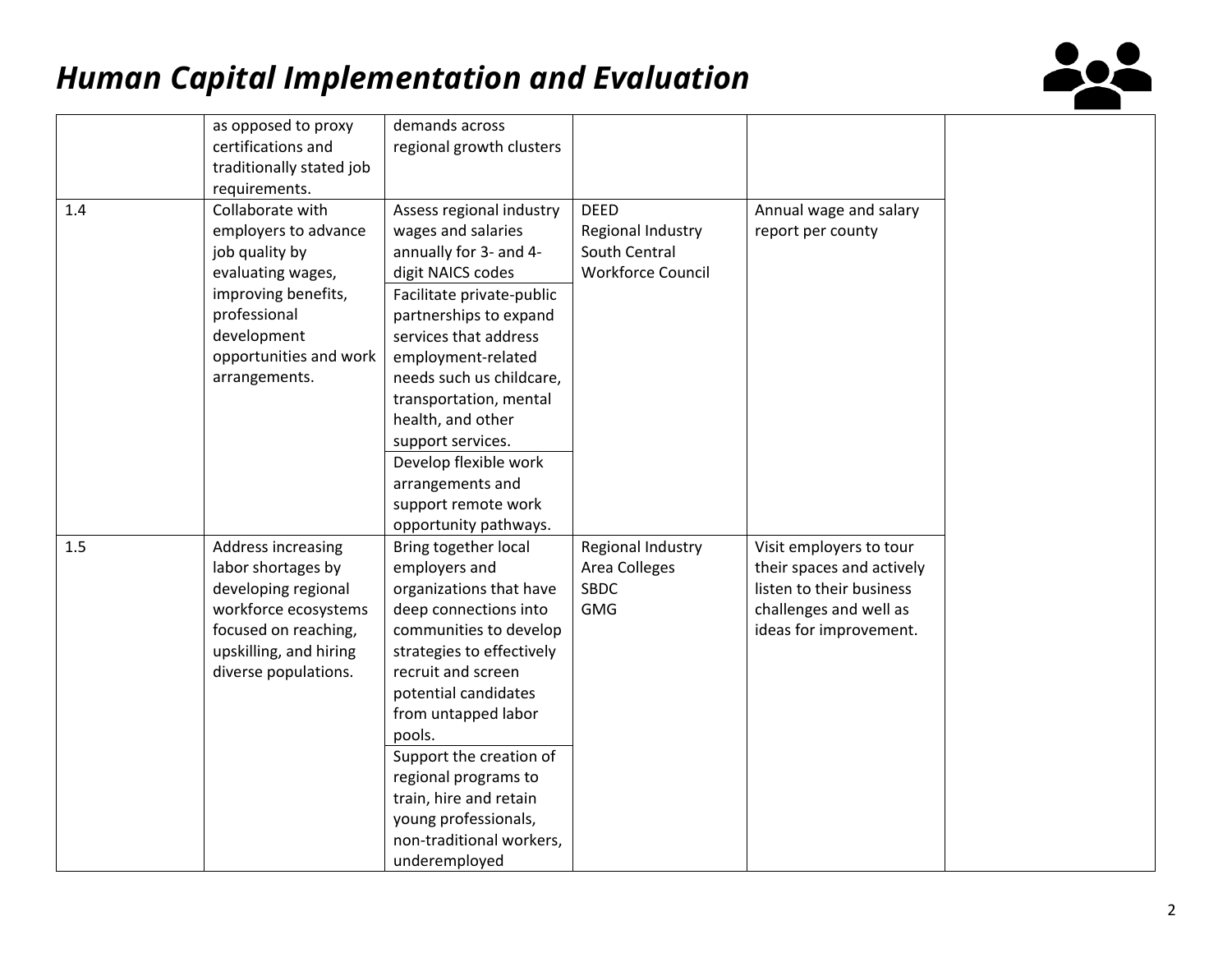# *Human Capital Implementation and Evaluation*

| | | | | | |
|---|---|---|---|---|---|
| | as opposed to proxy certifications and traditionally stated job requirements. | demands across regional growth clusters | | | |
| 1.4 | Collaborate with employers to advance job quality by evaluating wages, improving benefits, professional development opportunities and work arrangements. | Assess regional industry wages and salaries annually for 3- and 4-digit NAICS codes | DEED<br>Regional Industry<br>South Central Workforce Council | Annual wage and salary report per county | |
| | | Facilitate private-public partnerships to expand services that address employment-related needs such us childcare, transportation, mental health, and other support services. | | | |
| | | Develop flexible work arrangements and support remote work opportunity pathways. | | | |
| 1.5 | Address increasing labor shortages by developing regional workforce ecosystems focused on reaching, upskilling, and hiring diverse populations. | Bring together local employers and organizations that have deep connections into communities to develop strategies to effectively recruit and screen potential candidates from untapped labor pools. | Regional Industry<br>Area Colleges<br>SBDC<br>GMG | Visit employers to tour their spaces and actively listen to their business challenges and well as ideas for improvement. | |
| | | Support the creation of regional programs to train, hire and retain young professionals, non-traditional workers, underemployed | | | |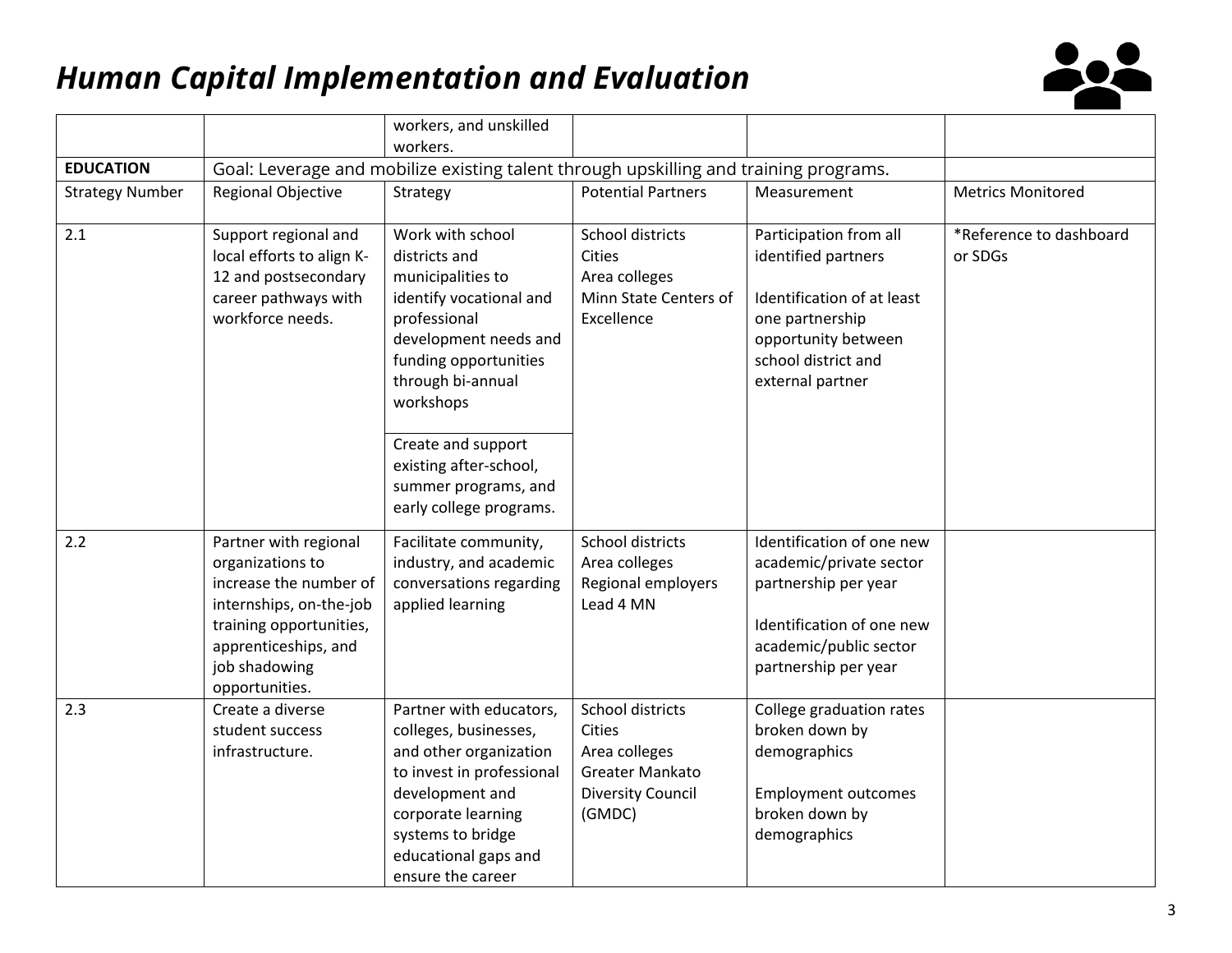# Human Capital Implementation and Evaluation

| | | | | | |
|---|---|---|---|---|---|
| | | workers, and unskilled workers. | | | |
| **EDUCATION** | Goal: Leverage and mobilize existing talent through upskilling and training programs. | | | | |
| Strategy Number | Regional Objective | Strategy | Potential Partners | Measurement | Metrics Monitored |
| 2.1 | Support regional and local efforts to align K-12 and postsecondary career pathways with workforce needs. | Work with school districts and municipalities to identify vocational and professional development needs and funding opportunities through bi-annual workshops<br><br>Create and support existing after-school, summer programs, and early college programs. | School districts<br>Cities<br>Area colleges<br>Minn State Centers of Excellence | Participation from all identified partners<br><br>Identification of at least one partnership opportunity between school district and external partner | *Reference to dashboard or SDGs |
| 2.2 | Partner with regional organizations to increase the number of internships, on-the-job training opportunities, apprenticeships, and job shadowing opportunities. | Facilitate community, industry, and academic conversations regarding applied learning | School districts<br>Area colleges<br>Regional employers<br>Lead 4 MN | Identification of one new academic/private sector partnership per year<br><br>Identification of one new academic/public sector partnership per year | |
| 2.3 | Create a diverse student success infrastructure. | Partner with educators, colleges, businesses, and other organization to invest in professional development and corporate learning systems to bridge educational gaps and ensure the career | School districts<br>Cities<br>Area colleges<br>Greater Mankato Diversity Council (GMDC) | College graduation rates broken down by demographics<br><br>Employment outcomes broken down by demographics | |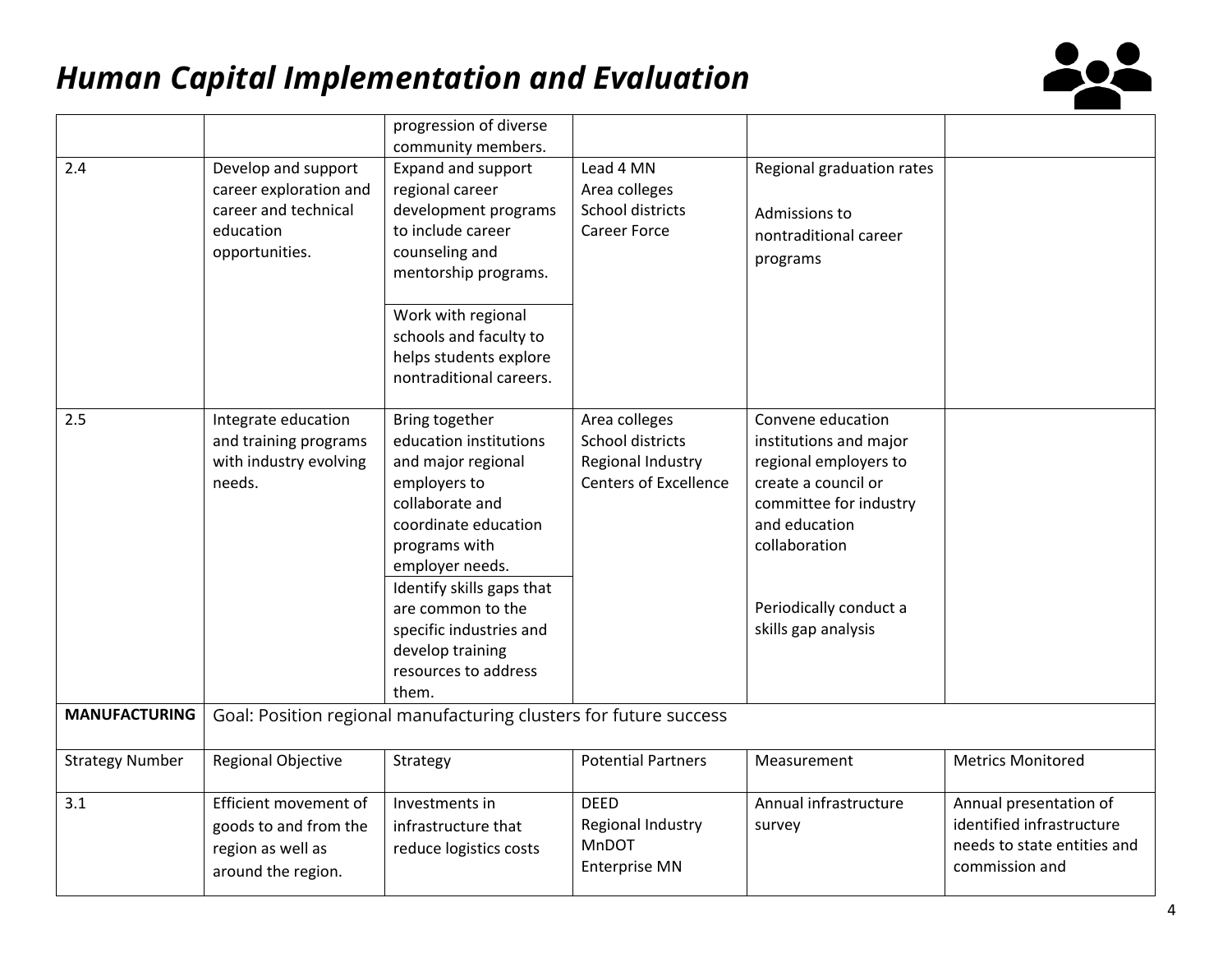# *Human Capital Implementation and Evaluation*

| | | | | | |
|---|---|---|---|---|---|
| | | progression of diverse community members. | | | |
| 2.4 | Develop and support career exploration and career and technical education opportunities. | Expand and support regional career development programs to include career counseling and mentorship programs. | Lead 4 MN<br>Area colleges<br>School districts<br>Career Force | Regional graduation rates<br><br>Admissions to nontraditional career programs | |
| | | Work with regional schools and faculty to helps students explore nontraditional careers. | | | |
| 2.5 | Integrate education and training programs with industry evolving needs. | Bring together education institutions and major regional employers to collaborate and coordinate education programs with employer needs. | Area colleges<br>School districts<br>Regional Industry<br>Centers of Excellence | Convene education institutions and major regional employers to create a council or committee for industry and education collaboration | |
| | | Identify skills gaps that are common to the specific industries and develop training resources to address them. | | Periodically conduct a skills gap analysis | |
| **MANUFACTURING** | Goal: Position regional manufacturing clusters for future success | | | | |
| Strategy Number | Regional Objective | Strategy | Potential Partners | Measurement | Metrics Monitored |
| 3.1 | Efficient movement of goods to and from the region as well as around the region. | Investments in infrastructure that reduce logistics costs | DEED<br>Regional Industry<br>MnDOT<br>Enterprise MN | Annual infrastructure survey | Annual presentation of identified infrastructure needs to state entities and commission and |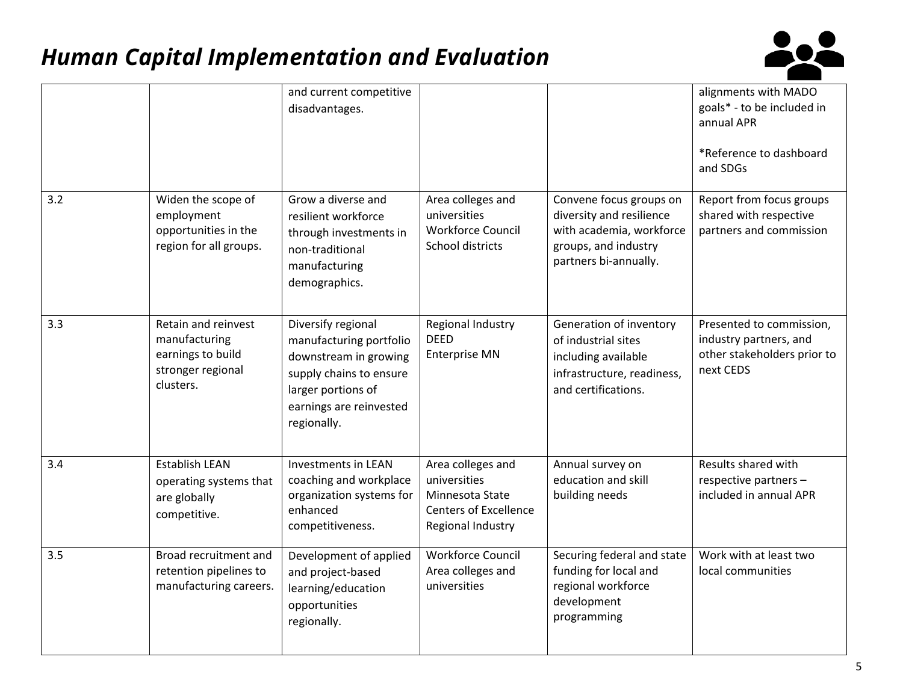# *Human Capital Implementation and Evaluation*

| | | | | | |
|---|---|---|---|---|---|
| | | and current competitive disadvantages. | | | alignments with MADO goals* - to be included in annual APR<br><br>*Reference to dashboard and SDGs |
| 3.2 | Widen the scope of employment opportunities in the region for all groups. | Grow a diverse and resilient workforce through investments in non-traditional manufacturing demographics. | Area colleges and universities<br>Workforce Council<br>School districts | Convene focus groups on diversity and resilience with academia, workforce groups, and industry partners bi-annually. | Report from focus groups shared with respective partners and commission |
| 3.3 | Retain and reinvest manufacturing earnings to build stronger regional clusters. | Diversify regional manufacturing portfolio downstream in growing supply chains to ensure larger portions of earnings are reinvested regionally. | Regional Industry<br>DEED<br>Enterprise MN | Generation of inventory of industrial sites including available infrastructure, readiness, and certifications. | Presented to commission, industry partners, and other stakeholders prior to next CEDS |
| 3.4 | Establish LEAN operating systems that are globally competitive. | Investments in LEAN coaching and workplace organization systems for enhanced competitiveness. | Area colleges and universities<br>Minnesota State Centers of Excellence<br>Regional Industry | Annual survey on education and skill building needs | Results shared with respective partners – included in annual APR |
| 3.5 | Broad recruitment and retention pipelines to manufacturing careers. | Development of applied and project-based learning/education opportunities regionally. | Workforce Council<br>Area colleges and universities | Securing federal and state funding for local and regional workforce development programming | Work with at least two local communities |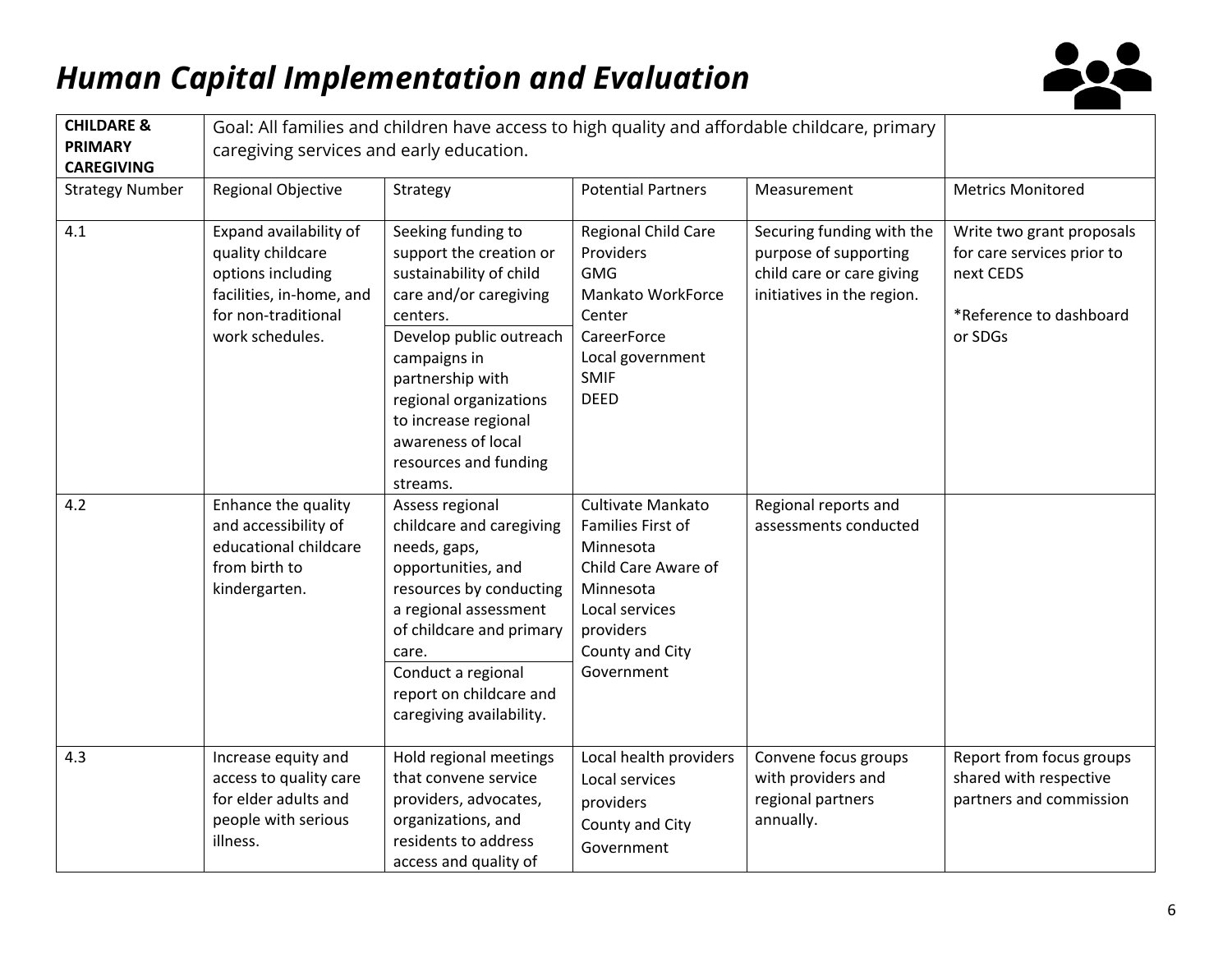# *Human Capital Implementation and Evaluation*

| **CHILDARE & PRIMARY CAREGIVING** | Goal: All families and children have access to high quality and affordable childcare, primary caregiving services and early education. | | | | |
|---|---|---|---|---|---|
| Strategy Number | Regional Objective | Strategy | Potential Partners | Measurement | Metrics Monitored |
| 4.1 | Expand availability of quality childcare options including facilities, in-home, and for non-traditional work schedules. | Seeking funding to support the creation or sustainability of child care and/or caregiving centers.<br><br>Develop public outreach campaigns in partnership with regional organizations to increase regional awareness of local resources and funding streams. | Regional Child Care Providers<br>GMG<br>Mankato WorkForce Center<br>CareerForce<br>Local government<br>SMIF<br>DEED | Securing funding with the purpose of supporting child care or care giving initiatives in the region. | Write two grant proposals for care services prior to next CEDS<br><br>*Reference to dashboard or SDGs |
| 4.2 | Enhance the quality and accessibility of educational childcare from birth to kindergarten. | Assess regional childcare and caregiving needs, gaps, opportunities, and resources by conducting a regional assessment of childcare and primary care.<br><br>Conduct a regional report on childcare and caregiving availability. | Cultivate Mankato<br>Families First of Minnesota<br>Child Care Aware of Minnesota<br>Local services providers<br>County and City Government | Regional reports and assessments conducted | |
| 4.3 | Increase equity and access to quality care for elder adults and people with serious illness. | Hold regional meetings that convene service providers, advocates, organizations, and residents to address access and quality of | Local health providers<br>Local services providers<br>County and City Government | Convene focus groups with providers and regional partners annually. | Report from focus groups shared with respective partners and commission |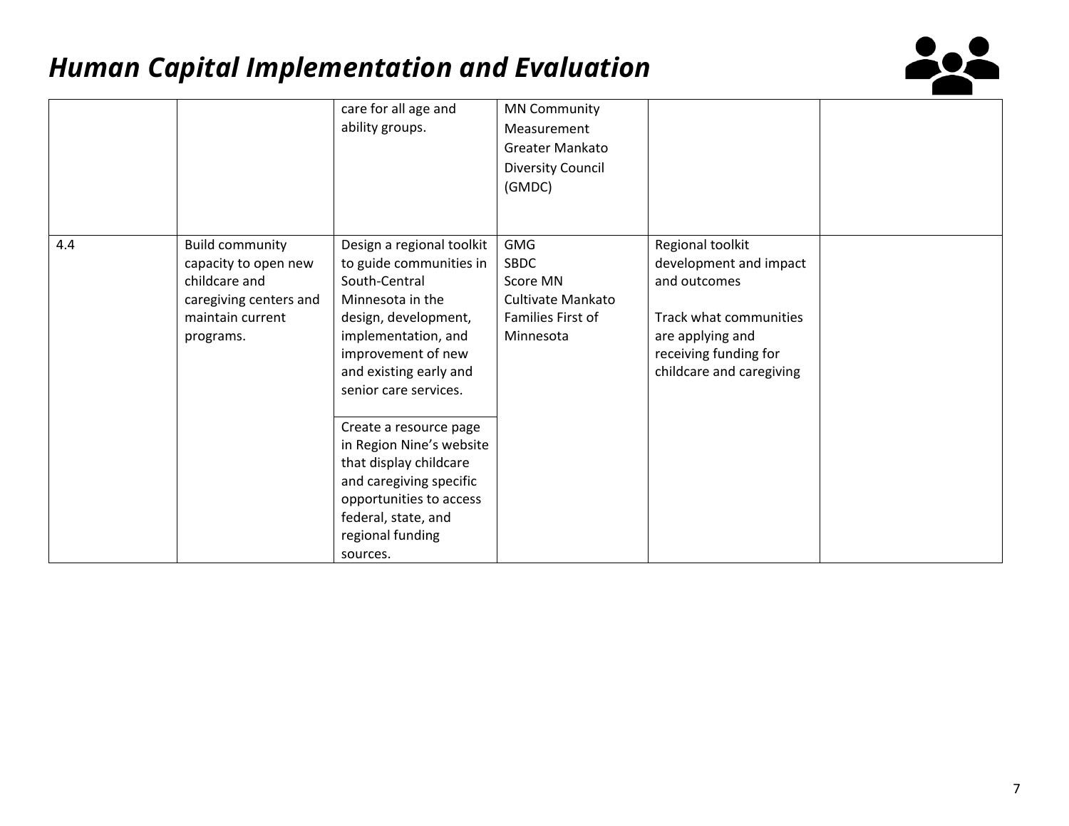# *Human Capital Implementation and Evaluation*

| | | | | | |
|---|---|---|---|---|---|
| | | care for all age and ability groups. | MN Community Measurement<br>Greater Mankato Diversity Council (GMDC) | | |
| 4.4 | Build community capacity to open new childcare and caregiving centers and maintain current programs. | Design a regional toolkit to guide communities in South-Central Minnesota in the design, development, implementation, and improvement of new and existing early and senior care services.<br><br>Create a resource page in Region Nine's website that display childcare and caregiving specific opportunities to access federal, state, and regional funding sources. | GMG<br>SBDC<br>Score MN<br>Cultivate Mankato<br>Families First of Minnesota | Regional toolkit development and impact and outcomes<br><br>Track what communities are applying and receiving funding for childcare and caregiving | |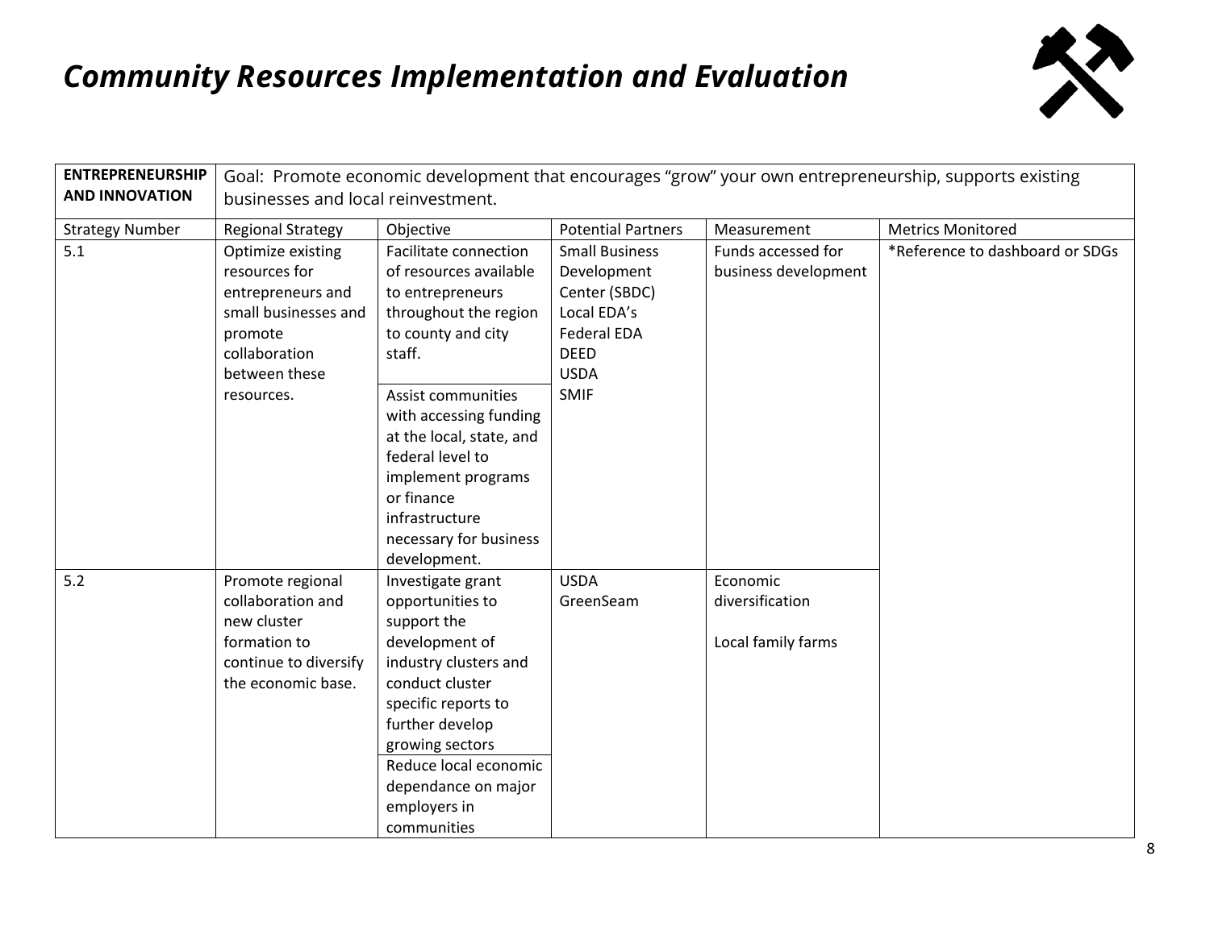# *Community Resources Implementation and Evaluation*

| **ENTREPRENEURSHIP AND INNOVATION** | Goal: Promote economic development that encourages "grow" your own entrepreneurship, supports existing businesses and local reinvestment. | | | | |
|---|---|---|---|---|---|
| Strategy Number | Regional Strategy | Objective | Potential Partners | Measurement | Metrics Monitored |
| 5.1 | Optimize existing resources for entrepreneurs and small businesses and promote collaboration between these resources. | Facilitate connection of resources available to entrepreneurs throughout the region to county and city staff. | Small Business Development Center (SBDC)<br>Local EDA's<br>Federal EDA<br>DEED<br>USDA<br>SMIF | Funds accessed for business development | *Reference to dashboard or SDGs |
| | | Assist communities with accessing funding at the local, state, and federal level to implement programs or finance infrastructure necessary for business development. | | | |
| 5.2 | Promote regional collaboration and new cluster formation to continue to diversify the economic base. | Investigate grant opportunities to support the development of industry clusters and conduct cluster specific reports to further develop growing sectors | USDA<br>GreenSeam | Economic diversification<br><br>Local family farms | |
| | | Reduce local economic dependance on major employers in communities | | | |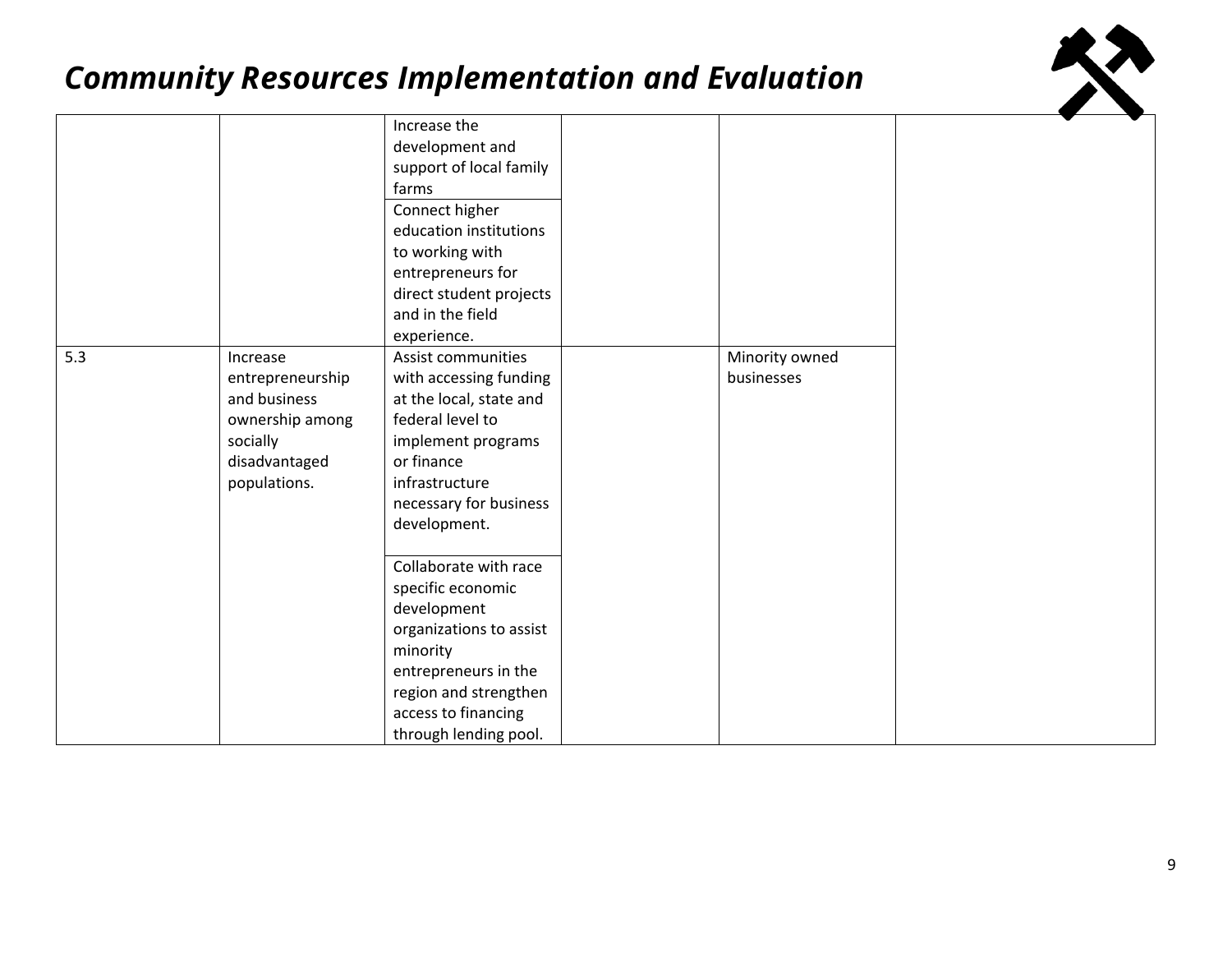## Community Resources Implementation and Evaluation

| | | | | | |
|---|---|---|---|---|---|
| | | Increase the development and support of local family farms | | | |
| | | Connect higher education institutions to working with entrepreneurs for direct student projects and in the field experience. | | | |
| 5.3 | Increase entrepreneurship and business ownership among socially disadvantaged populations. | Assist communities with accessing funding at the local, state and federal level to implement programs or finance infrastructure necessary for business development. | | Minority owned businesses | |
| | | Collaborate with race specific economic development organizations to assist minority entrepreneurs in the region and strengthen access to financing through lending pool. | | | |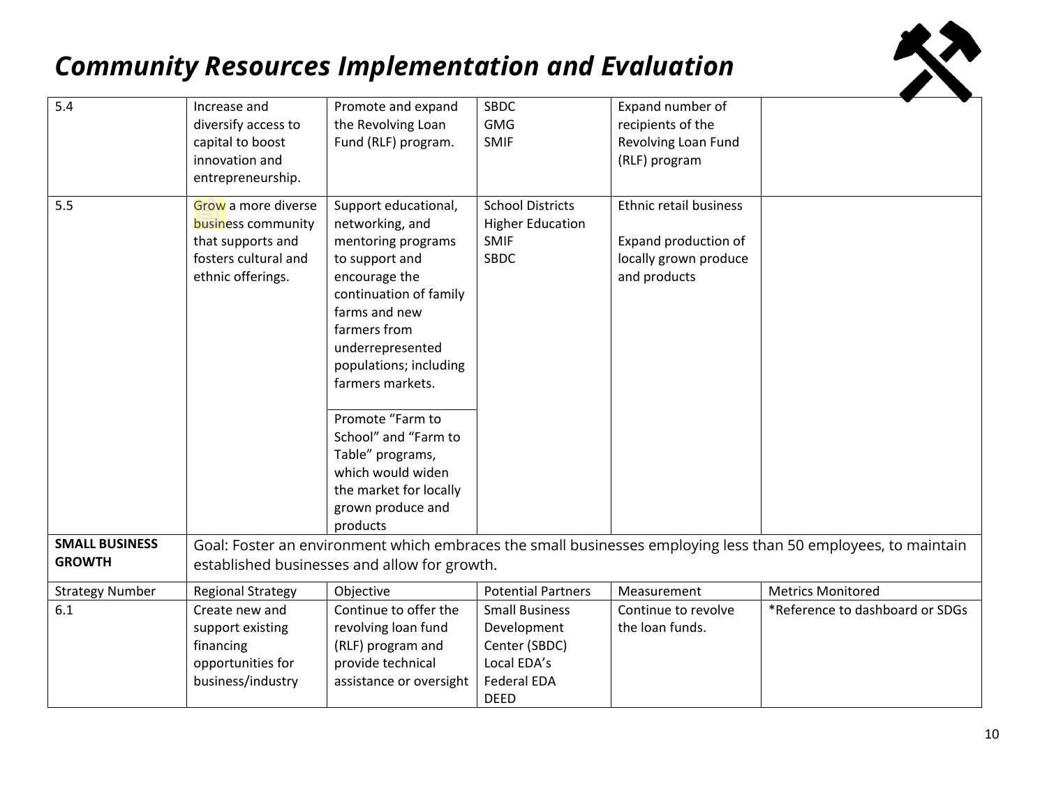# *Community Resources Implementation and Evaluation*

| | | | | | |
|---|---|---|---|---|---|
| 5.4 | Increase and diversify access to capital to boost innovation and entrepreneurship. | Promote and expand the Revolving Loan Fund (RLF) program. | SBDC<br>GMG<br>SMIF | Expand number of recipients of the Revolving Loan Fund (RLF) program | |
| 5.5 | Grow a more diverse business community that supports and fosters cultural and ethnic offerings. | Support educational, networking, and mentoring programs to support and encourage the continuation of family farms and new farmers from underrepresented populations; including farmers markets. | School Districts<br>Higher Education<br>SMIF<br>SBDC | Ethnic retail business<br><br>Expand production of locally grown produce and products | |
| | | Promote "Farm to School" and "Farm to Table" programs, which would widen the market for locally grown produce and products | | | |
| **SMALL BUSINESS GROWTH** | Goal: Foster an environment which embraces the small businesses employing less than 50 employees, to maintain established businesses and allow for growth. | | | | |
| Strategy Number | Regional Strategy | Objective | Potential Partners | Measurement | Metrics Monitored |
| 6.1 | Create new and support existing financing opportunities for business/industry | Continue to offer the revolving loan fund (RLF) program and provide technical assistance or oversight | Small Business Development Center (SBDC)<br>Local EDA's<br>Federal EDA<br>DEED | Continue to revolve the loan funds. | *Reference to dashboard or SDGs |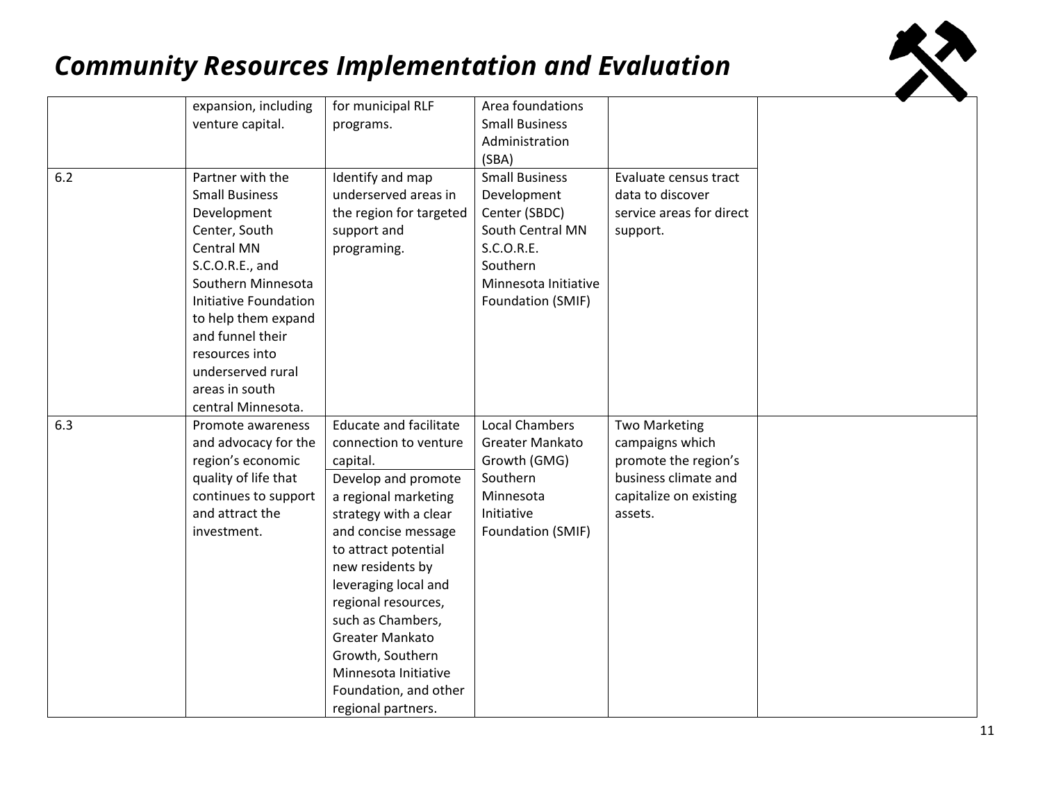# Community Resources Implementation and Evaluation

| | | | | | |
|---|---|---|---|---|---|
| | expansion, including venture capital. | for municipal RLF programs. | Area foundations<br>Small Business Administration (SBA) | | |
| 6.2 | Partner with the Small Business Development Center, South Central MN S.C.O.R.E., and Southern Minnesota Initiative Foundation to help them expand and funnel their resources into underserved rural areas in south central Minnesota. | Identify and map underserved areas in the region for targeted support and programing. | Small Business Development Center (SBDC)<br>South Central MN S.C.O.R.E.<br>Southern Minnesota Initiative Foundation (SMIF) | Evaluate census tract data to discover service areas for direct support. | |
| 6.3 | Promote awareness and advocacy for the region's economic quality of life that continues to support and attract the investment. | Educate and facilitate connection to venture capital.<br>Develop and promote a regional marketing strategy with a clear and concise message to attract potential new residents by leveraging local and regional resources, such as Chambers, Greater Mankato Growth, Southern Minnesota Initiative Foundation, and other regional partners. | Local Chambers<br>Greater Mankato Growth (GMG)<br>Southern Minnesota Initiative Foundation (SMIF) | Two Marketing campaigns which promote the region's business climate and capitalize on existing assets. | |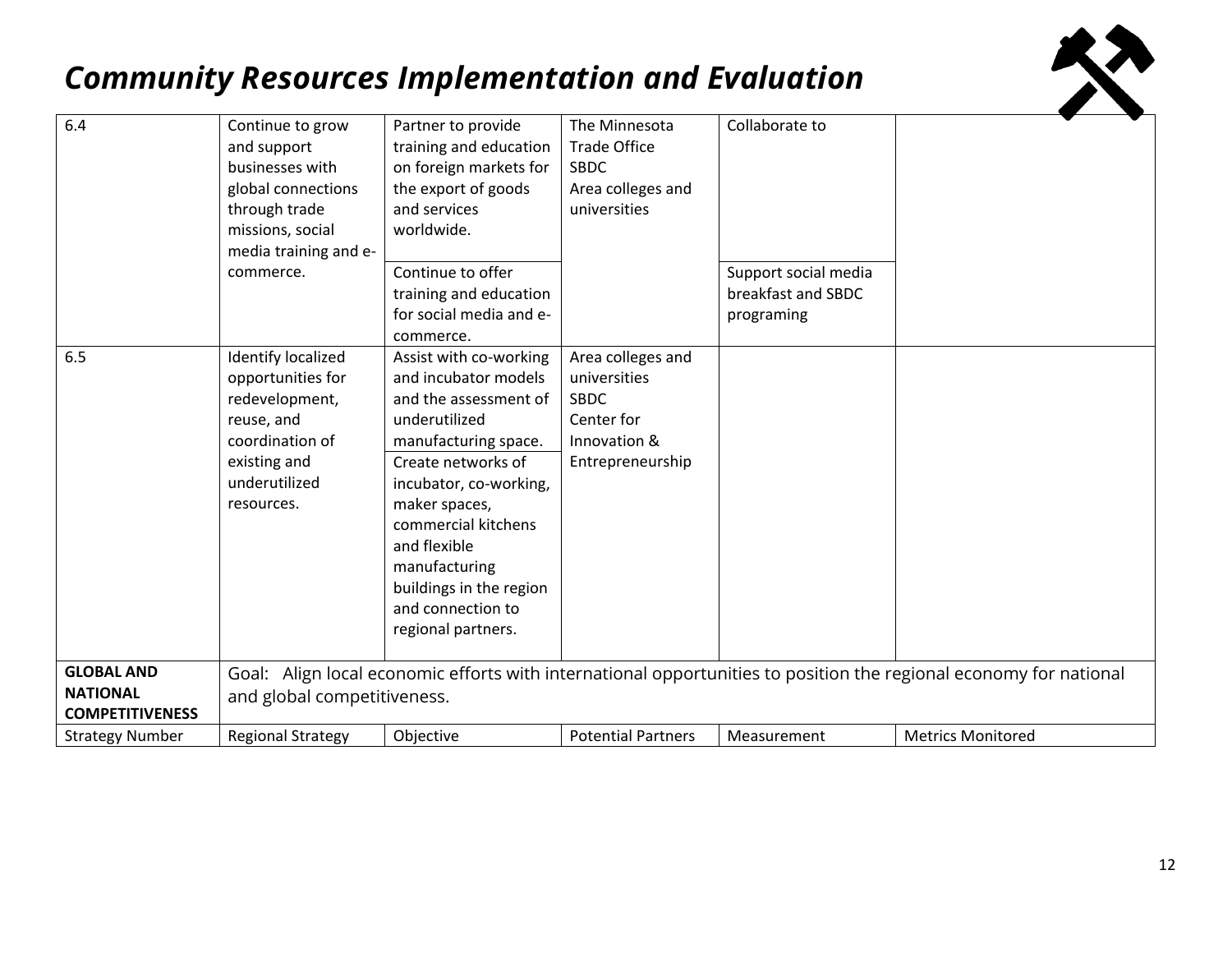# Community Resources Implementation and Evaluation

| | | | | | |
|---|---|---|---|---|---|
| 6.4 | Continue to grow and support businesses with global connections through trade missions, social media training and e-commerce. | Partner to provide training and education on foreign markets for the export of goods and services worldwide. | The Minnesota Trade Office<br>SBDC<br>Area colleges and universities | Collaborate to | |
| | | Continue to offer training and education for social media and e-commerce. | | Support social media breakfast and SBDC programing | |
| 6.5 | Identify localized opportunities for redevelopment, reuse, and coordination of existing and underutilized resources. | Assist with co-working and incubator models and the assessment of underutilized manufacturing space. | Area colleges and universities<br>SBDC<br>Center for Innovation & Entrepreneurship | | |
| | | Create networks of incubator, co-working, maker spaces, commercial kitchens and flexible manufacturing buildings in the region and connection to regional partners. | | | |
| **GLOBAL AND NATIONAL COMPETITIVENESS** | Goal: Align local economic efforts with international opportunities to position the regional economy for national and global competitiveness. | | | | |
| Strategy Number | Regional Strategy | Objective | Potential Partners | Measurement | Metrics Monitored |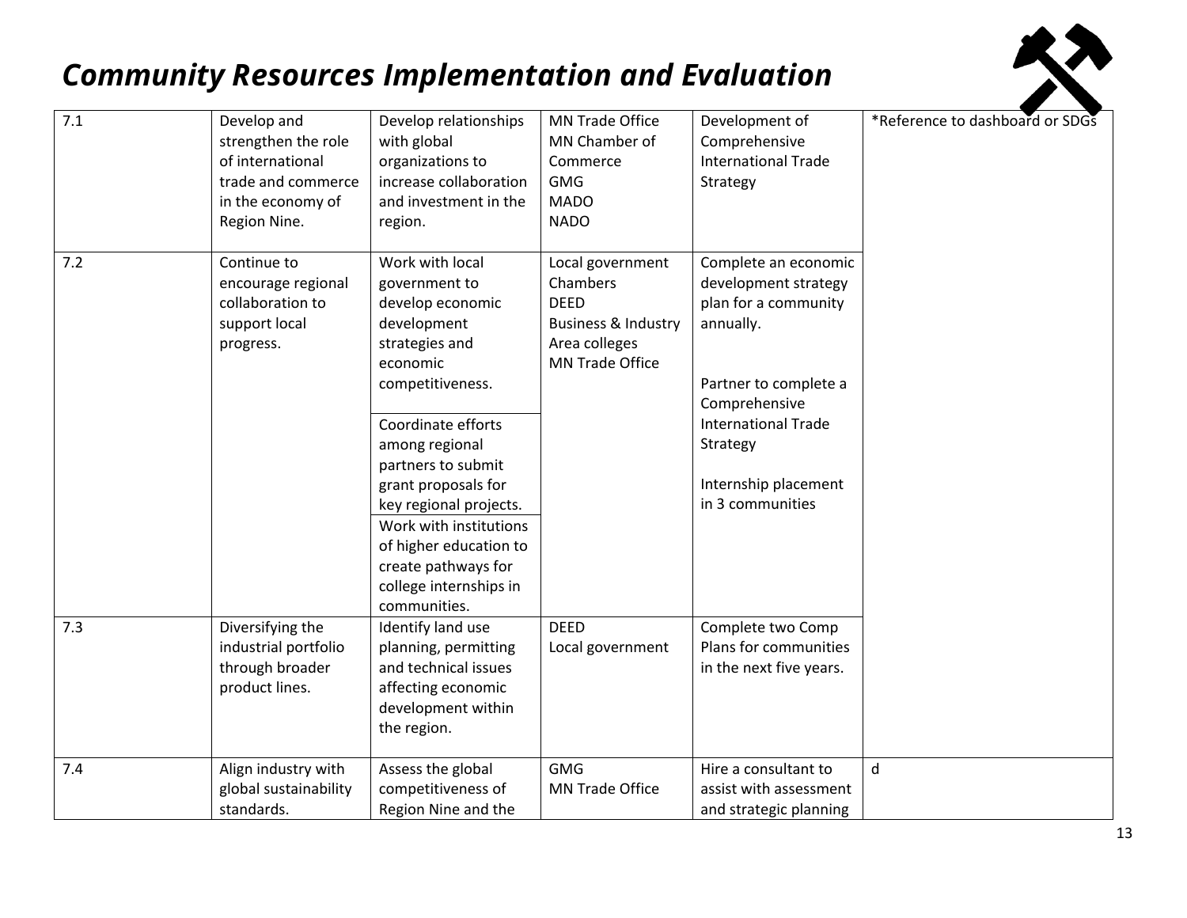## *Community Resources Implementation and Evaluation*

| | | | | | |
|---|---|---|---|---|---|
| 7.1 | Develop and strengthen the role of international trade and commerce in the economy of Region Nine. | Develop relationships with global organizations to increase collaboration and investment in the region. | MN Trade Office<br>MN Chamber of Commerce<br>GMG<br>MADO<br>NADO | Development of Comprehensive International Trade Strategy | *Reference to dashboard or SDGs |
| 7.2 | Continue to encourage regional collaboration to support local progress. | Work with local government to develop economic development strategies and economic competitiveness. | Local government<br>Chambers<br>DEED<br>Business & Industry<br>Area colleges<br>MN Trade Office | Complete an economic development strategy plan for a community annually.<br><br>Partner to complete a Comprehensive International Trade Strategy<br><br>Internship placement in 3 communities | |
| | | Coordinate efforts among regional partners to submit grant proposals for key regional projects. | | | |
| | | Work with institutions of higher education to create pathways for college internships in communities. | | | |
| 7.3 | Diversifying the industrial portfolio through broader product lines. | Identify land use planning, permitting and technical issues affecting economic development within the region. | DEED<br>Local government | Complete two Comp Plans for communities in the next five years. | |
| 7.4 | Align industry with global sustainability standards. | Assess the global competitiveness of Region Nine and the | GMG<br>MN Trade Office | Hire a consultant to assist with assessment and strategic planning | d |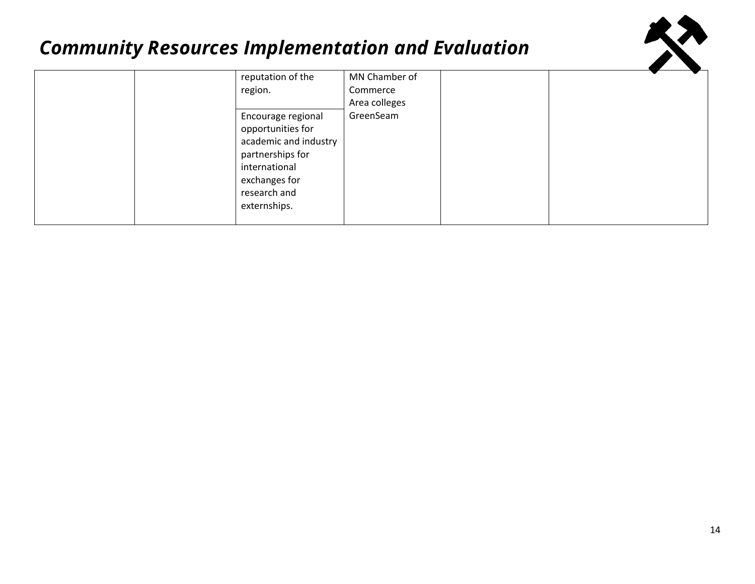# *Community Resources Implementation and Evaluation*

| | | reputation of the region. | MN Chamber of Commerce<br>Area colleges<br>GreenSeam | | |
|---|---|---|---|---|---|
| | | Encourage regional opportunities for academic and industry partnerships for international exchanges for research and externships. | | | |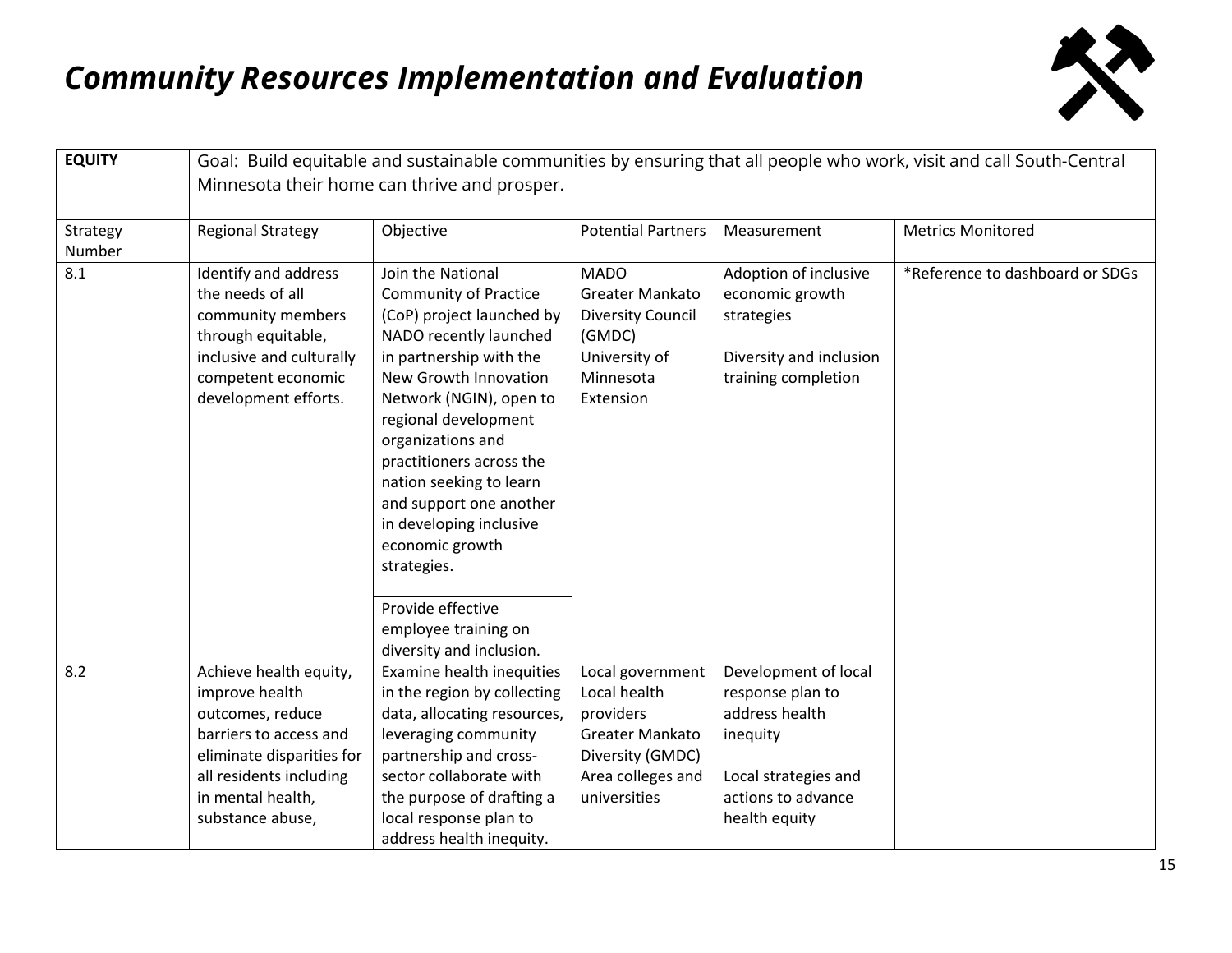# *Community Resources Implementation and Evaluation*

| **EQUITY** | Goal: Build equitable and sustainable communities by ensuring that all people who work, visit and call South-Central Minnesota their home can thrive and prosper. | | | | |
|---|---|---|---|---|---|
| Strategy Number | Regional Strategy | Objective | Potential Partners | Measurement | Metrics Monitored |
| 8.1 | Identify and address the needs of all community members through equitable, inclusive and culturally competent economic development efforts. | Join the National Community of Practice (CoP) project launched by NADO recently launched in partnership with the New Growth Innovation Network (NGIN), open to regional development organizations and practitioners across the nation seeking to learn and support one another in developing inclusive economic growth strategies. | MADO<br>Greater Mankato Diversity Council (GMDC)<br>University of Minnesota Extension | Adoption of inclusive economic growth strategies<br><br>Diversity and inclusion training completion | *Reference to dashboard or SDGs |
| | | Provide effective employee training on diversity and inclusion. | | | |
| 8.2 | Achieve health equity, improve health outcomes, reduce barriers to access and eliminate disparities for all residents including in mental health, substance abuse, | Examine health inequities in the region by collecting data, allocating resources, leveraging community partnership and cross-sector collaborate with the purpose of drafting a local response plan to address health inequity. | Local government<br>Local health providers<br>Greater Mankato Diversity (GMDC)<br>Area colleges and universities | Development of local response plan to address health inequity<br><br>Local strategies and actions to advance health equity | |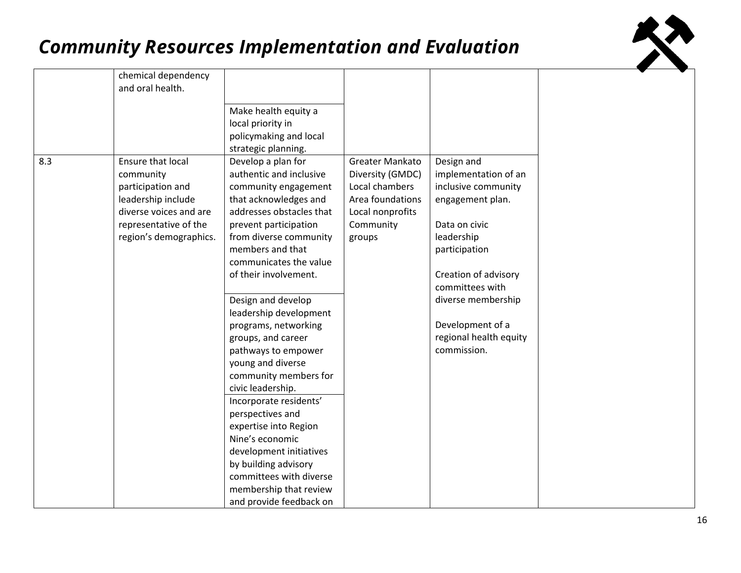# Community Resources Implementation and Evaluation

| | | | | | |
|---|---|---|---|---|---|
| | chemical dependency and oral health. | | | | |
| | | Make health equity a local priority in policymaking and local strategic planning. | | | |
| 8.3 | Ensure that local community participation and leadership include diverse voices and are representative of the region's demographics. | Develop a plan for authentic and inclusive community engagement that acknowledges and addresses obstacles that prevent participation from diverse community members and that communicates the value of their involvement. | Greater Mankato Diversity (GMDC)<br>Local chambers<br>Area foundations<br>Local nonprofits<br>Community groups | Design and implementation of an inclusive community engagement plan.<br><br>Data on civic leadership participation<br><br>Creation of advisory committees with diverse membership<br><br>Development of a regional health equity commission. | |
| | | Design and develop leadership development programs, networking groups, and career pathways to empower young and diverse community members for civic leadership. | | | |
| | | Incorporate residents' perspectives and expertise into Region Nine's economic development initiatives by building advisory committees with diverse membership that review and provide feedback on | | | |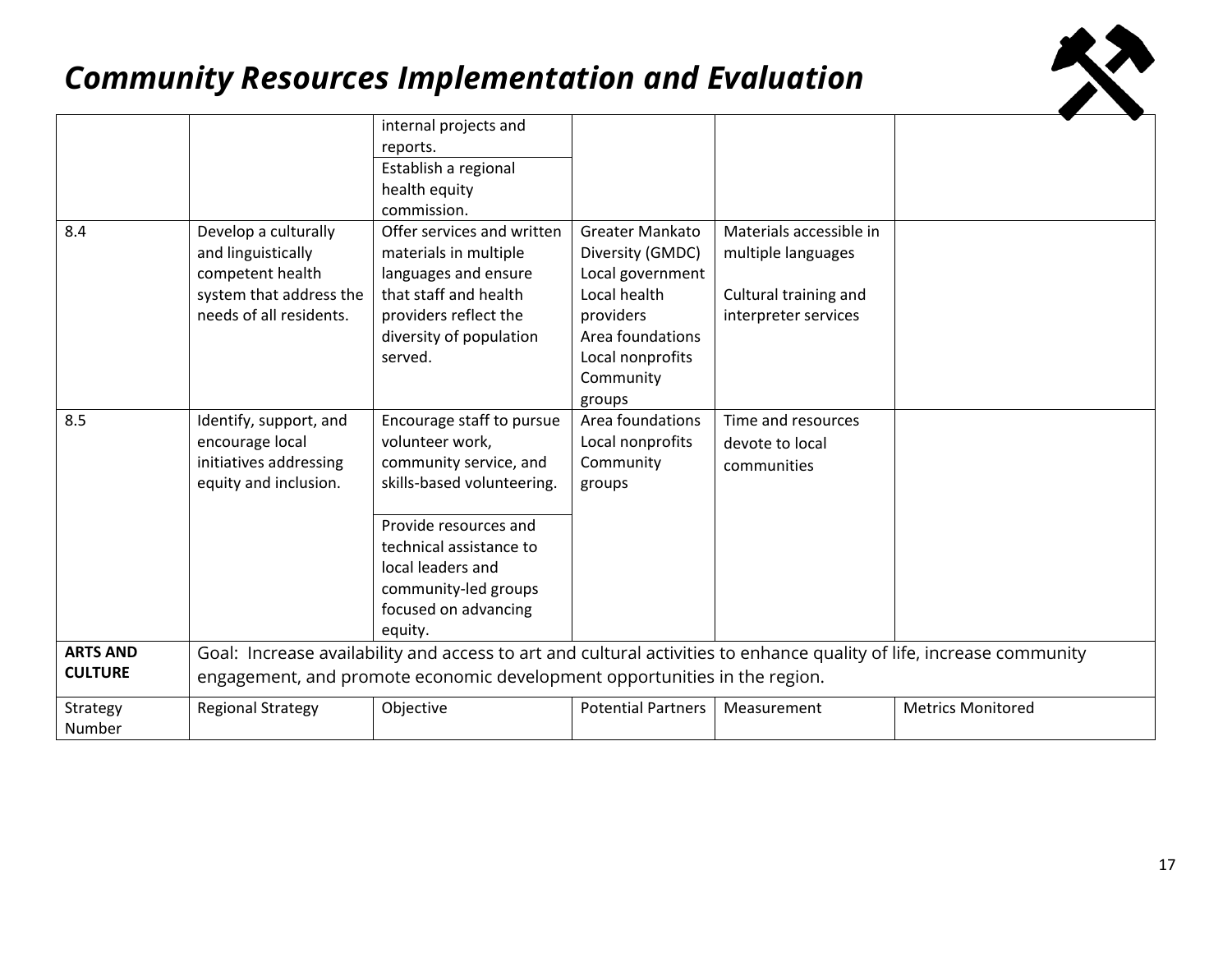# *Community Resources Implementation and Evaluation*

| | | | | | |
|---|---|---|---|---|---|
| | | internal projects and reports. | | | |
| | | Establish a regional health equity commission. | | | |
| 8.4 | Develop a culturally and linguistically competent health system that address the needs of all residents. | Offer services and written materials in multiple languages and ensure that staff and health providers reflect the diversity of population served. | Greater Mankato Diversity (GMDC)<br>Local government<br>Local health providers<br>Area foundations<br>Local nonprofits<br>Community groups | Materials accessible in multiple languages<br><br>Cultural training and interpreter services | |
| 8.5 | Identify, support, and encourage local initiatives addressing equity and inclusion. | Encourage staff to pursue volunteer work, community service, and skills-based volunteering. | Area foundations<br>Local nonprofits<br>Community groups | Time and resources devote to local communities | |
| | | Provide resources and technical assistance to local leaders and community-led groups focused on advancing equity. | | | |
| **ARTS AND CULTURE** | Goal: Increase availability and access to art and cultural activities to enhance quality of life, increase community engagement, and promote economic development opportunities in the region. | | | | |
| Strategy Number | Regional Strategy | Objective | Potential Partners | Measurement | Metrics Monitored |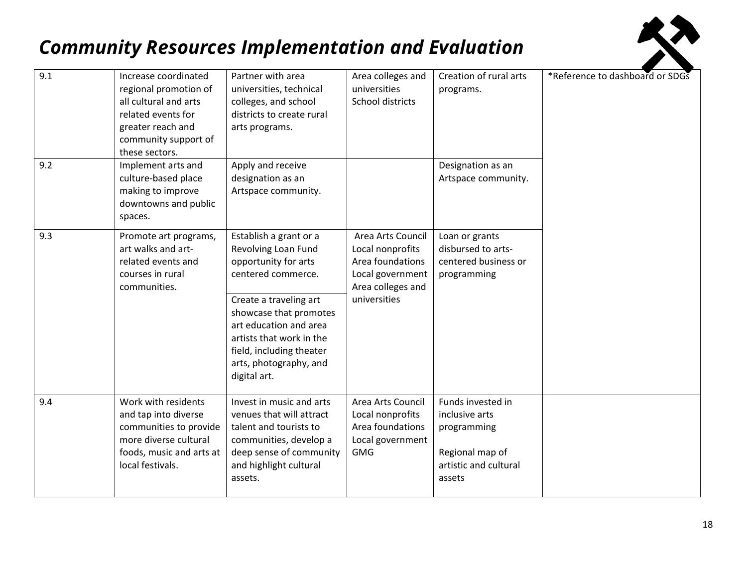## *Community Resources Implementation and Evaluation*

| | | | | | |
|---|---|---|---|---|---|
| 9.1 | Increase coordinated regional promotion of all cultural and arts related events for greater reach and community support of these sectors. | Partner with area universities, technical colleges, and school districts to create rural arts programs. | Area colleges and universities<br>School districts | Creation of rural arts programs. | *Reference to dashboard or SDGs |
| 9.2 | Implement arts and culture-based place making to improve downtowns and public spaces. | Apply and receive designation as an Artspace community. | | Designation as an Artspace community. | |
| 9.3 | Promote art programs, art walks and art-related events and courses in rural communities. | Establish a grant or a Revolving Loan Fund opportunity for arts centered commerce.<br><br>Create a traveling art showcase that promotes art education and area artists that work in the field, including theater arts, photography, and digital art. | Area Arts Council<br>Local nonprofits<br>Area foundations<br>Local government<br>Area colleges and universities | Loan or grants disbursed to arts-centered business or programming | |
| 9.4 | Work with residents and tap into diverse communities to provide more diverse cultural foods, music and arts at local festivals. | Invest in music and arts venues that will attract talent and tourists to communities, develop a deep sense of community and highlight cultural assets. | Area Arts Council<br>Local nonprofits<br>Area foundations<br>Local government<br>GMG | Funds invested in inclusive arts programming<br><br>Regional map of artistic and cultural assets | |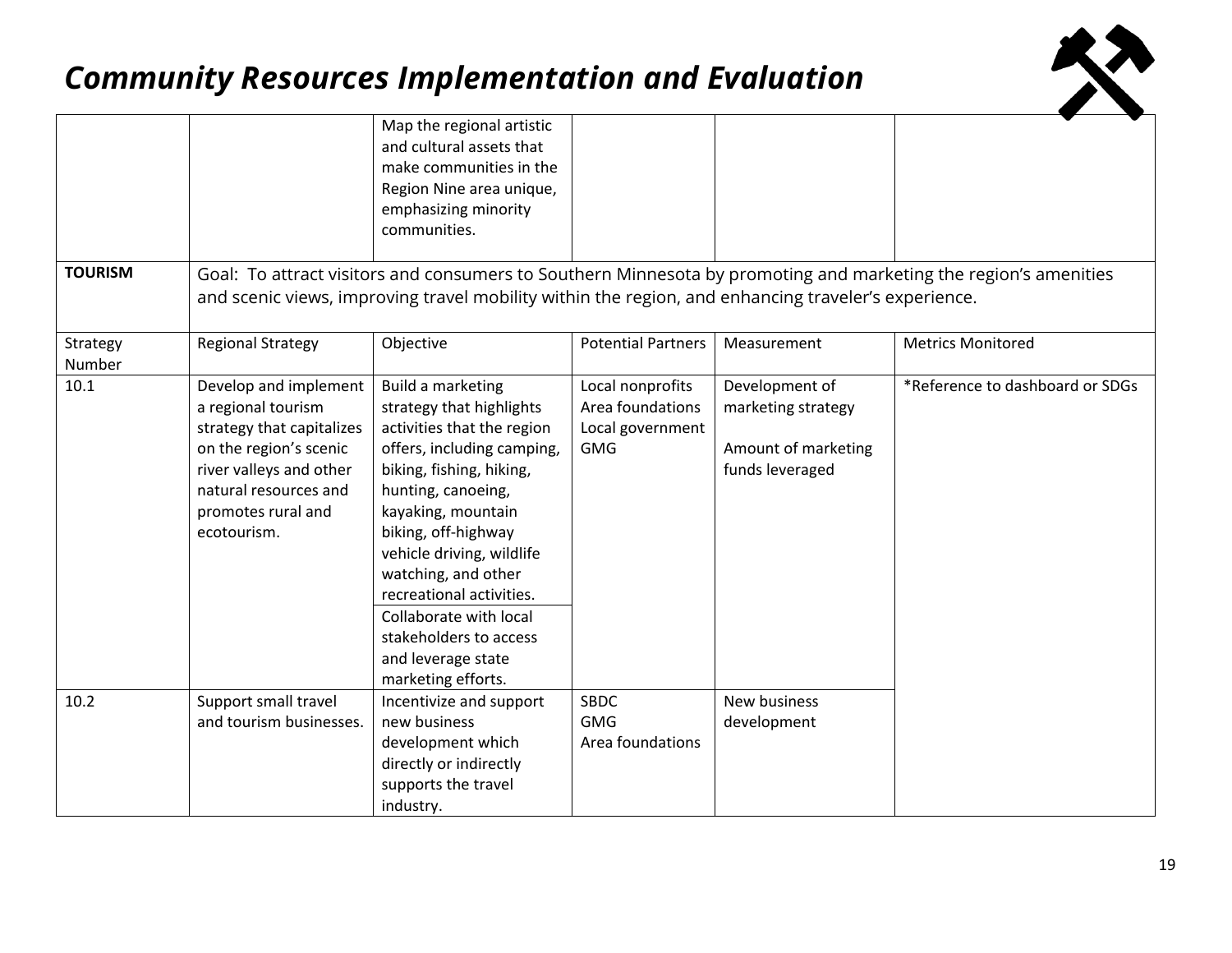## *Community Resources Implementation and Evaluation*

| | | | | | |
|---|---|---|---|---|---|
| | | Map the regional artistic and cultural assets that make communities in the Region Nine area unique, emphasizing minority communities. | | | |
| **TOURISM** | Goal: To attract visitors and consumers to Southern Minnesota by promoting and marketing the region's amenities and scenic views, improving travel mobility within the region, and enhancing traveler's experience. | | | | |
| Strategy Number | Regional Strategy | Objective | Potential Partners | Measurement | Metrics Monitored |
| 10.1 | Develop and implement a regional tourism strategy that capitalizes on the region's scenic river valleys and other natural resources and promotes rural and ecotourism. | Build a marketing strategy that highlights activities that the region offers, including camping, biking, fishing, hiking, hunting, canoeing, kayaking, mountain biking, off-highway vehicle driving, wildlife watching, and other recreational activities. | Local nonprofits<br>Area foundations<br>Local government<br>GMG | Development of marketing strategy<br><br>Amount of marketing funds leveraged | *Reference to dashboard or SDGs |
| | | Collaborate with local stakeholders to access and leverage state marketing efforts. | | | |
| 10.2 | Support small travel and tourism businesses. | Incentivize and support new business development which directly or indirectly supports the travel industry. | SBDC<br>GMG<br>Area foundations | New business development | |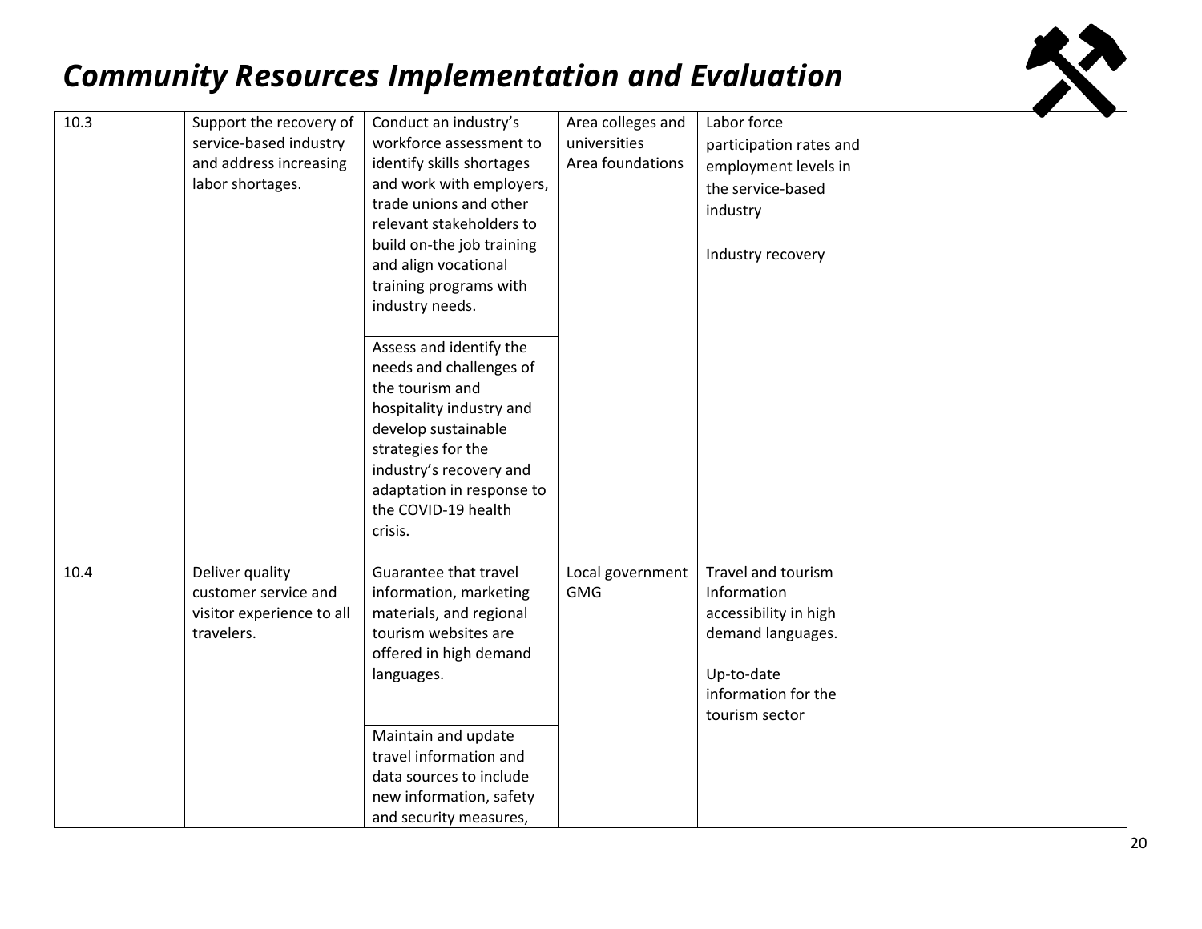## *Community Resources Implementation and Evaluation*

| | | | | | |
|---|---|---|---|---|---|
| 10.3 | Support the recovery of service-based industry and address increasing labor shortages. | Conduct an industry's workforce assessment to identify skills shortages and work with employers, trade unions and other relevant stakeholders to build on-the job training and align vocational training programs with industry needs. | Area colleges and universities<br>Area foundations | Labor force participation rates and employment levels in the service-based industry<br><br>Industry recovery | |
| | | Assess and identify the needs and challenges of the tourism and hospitality industry and develop sustainable strategies for the industry's recovery and adaptation in response to the COVID-19 health crisis. | | | |
| 10.4 | Deliver quality customer service and visitor experience to all travelers. | Guarantee that travel information, marketing materials, and regional tourism websites are offered in high demand languages. | Local government<br>GMG | Travel and tourism Information accessibility in high demand languages.<br><br>Up-to-date information for the tourism sector | |
| | | Maintain and update travel information and data sources to include new information, safety and security measures, | | | |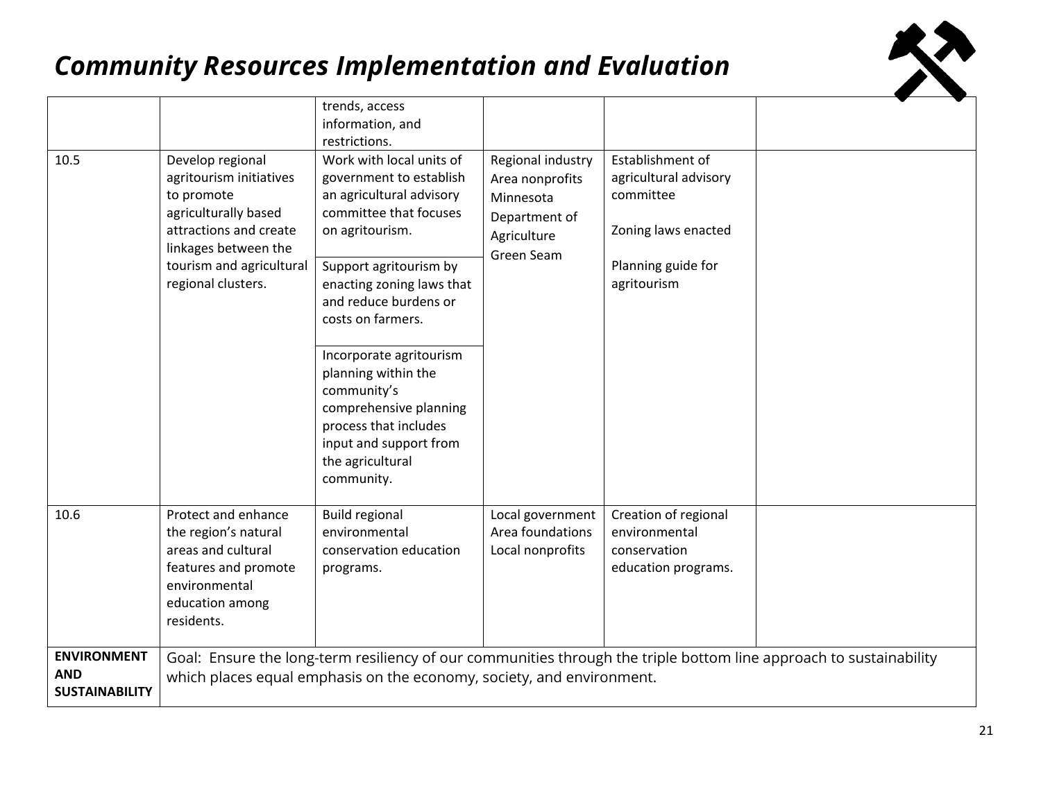## *Community Resources Implementation and Evaluation*

| | | | | | |
|---|---|---|---|---|---|
| | | trends, access information, and restrictions. | | | |
| 10.5 | Develop regional agritourism initiatives to promote agriculturally based attractions and create linkages between the tourism and agricultural regional clusters. | Work with local units of government to establish an agricultural advisory committee that focuses on agritourism. | Regional industry<br>Area nonprofits<br>Minnesota Department of Agriculture<br>Green Seam | Establishment of agricultural advisory committee<br><br>Zoning laws enacted<br><br>Planning guide for agritourism | |
| | | Support agritourism by enacting zoning laws that and reduce burdens or costs on farmers. | | | |
| | | Incorporate agritourism planning within the community's comprehensive planning process that includes input and support from the agricultural community. | | | |
| 10.6 | Protect and enhance the region's natural areas and cultural features and promote environmental education among residents. | Build regional environmental conservation education programs. | Local government<br>Area foundations<br>Local nonprofits | Creation of regional environmental conservation education programs. | |
| **ENVIRONMENT AND SUSTAINABILITY** | Goal: Ensure the long-term resiliency of our communities through the triple bottom line approach to sustainability which places equal emphasis on the economy, society, and environment. | | | | |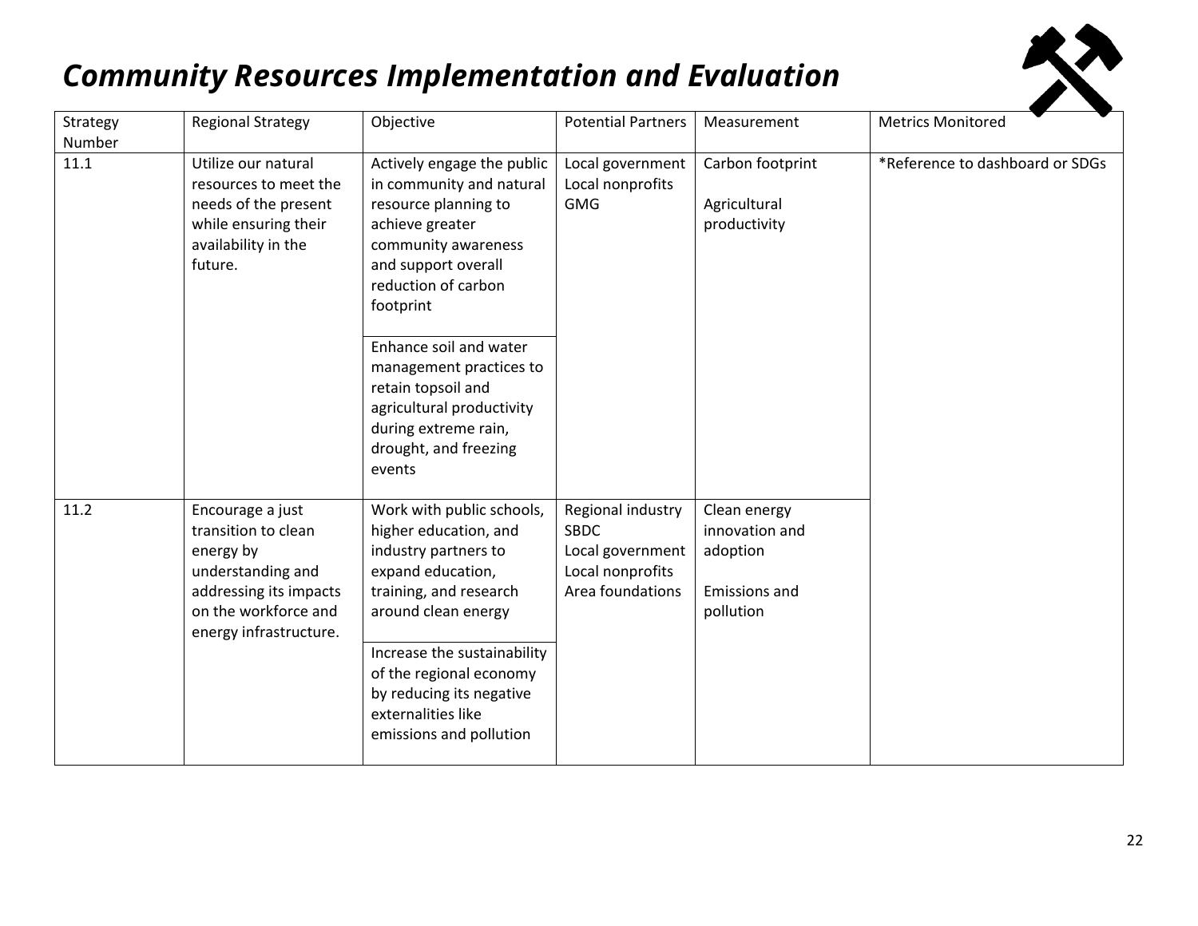# *Community Resources Implementation and Evaluation*

| Strategy Number | Regional Strategy | Objective | Potential Partners | Measurement | Metrics Monitored |
|---|---|---|---|---|---|
| 11.1 | Utilize our natural resources to meet the needs of the present while ensuring their availability in the future. | Actively engage the public in community and natural resource planning to achieve greater community awareness and support overall reduction of carbon footprint | Local government<br>Local nonprofits<br>GMG | Carbon footprint<br><br>Agricultural productivity | *Reference to dashboard or SDGs |
| | | Enhance soil and water management practices to retain topsoil and agricultural productivity during extreme rain, drought, and freezing events | | | |
| 11.2 | Encourage a just transition to clean energy by understanding and addressing its impacts on the workforce and energy infrastructure. | Work with public schools, higher education, and industry partners to expand education, training, and research around clean energy | Regional industry<br>SBDC<br>Local government<br>Local nonprofits<br>Area foundations | Clean energy innovation and adoption<br><br>Emissions and pollution | |
| | | Increase the sustainability of the regional economy by reducing its negative externalities like emissions and pollution | | | |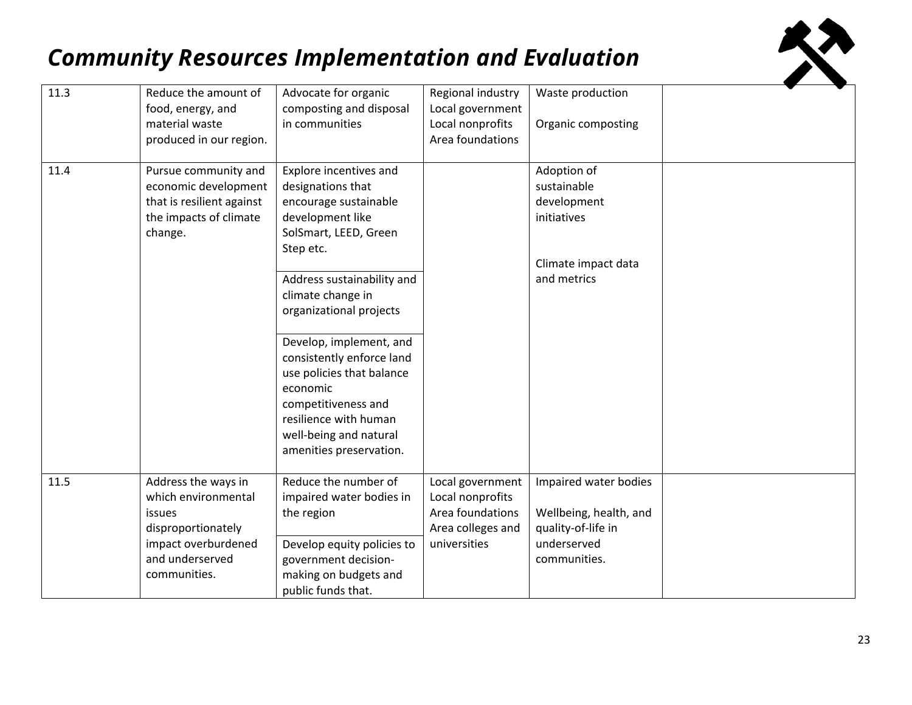## *Community Resources Implementation and Evaluation*

| | | | | | |
|---|---|---|---|---|---|
| 11.3 | Reduce the amount of food, energy, and material waste produced in our region. | Advocate for organic composting and disposal in communities | Regional industry<br>Local government<br>Local nonprofits<br>Area foundations | Waste production<br><br>Organic composting | |
| 11.4 | Pursue community and economic development that is resilient against the impacts of climate change. | Explore incentives and designations that encourage sustainable development like SolSmart, LEED, Green Step etc. | | Adoption of sustainable development initiatives<br><br>Climate impact data and metrics | |
| | | Address sustainability and climate change in organizational projects | | | |
| | | Develop, implement, and consistently enforce land use policies that balance economic competitiveness and resilience with human well-being and natural amenities preservation. | | | |
| 11.5 | Address the ways in which environmental issues disproportionately impact overburdened and underserved communities. | Reduce the number of impaired water bodies in the region | Local government<br>Local nonprofits<br>Area foundations<br>Area colleges and universities | Impaired water bodies<br><br>Wellbeing, health, and quality-of-life in underserved communities. | |
| | | Develop equity policies to government decision-making on budgets and public funds that. | | | |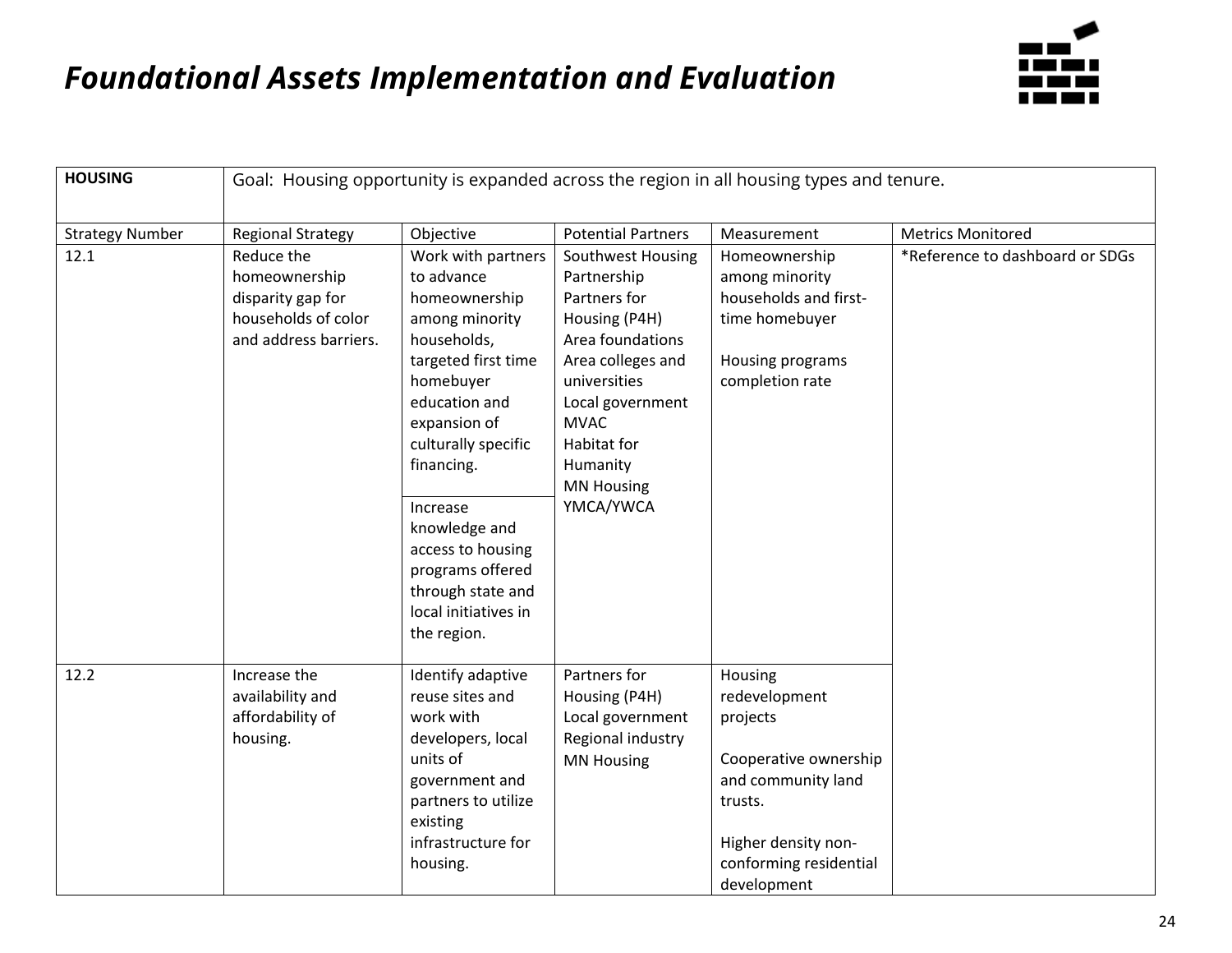# *Foundational Assets Implementation and Evaluation*

| **HOUSING** | Goal: Housing opportunity is expanded across the region in all housing types and tenure. | | | | |
|---|---|---|---|---|---|
| Strategy Number | Regional Strategy | Objective | Potential Partners | Measurement | Metrics Monitored |
| 12.1 | Reduce the homeownership disparity gap for households of color and address barriers. | Work with partners to advance homeownership among minority households, targeted first time homebuyer education and expansion of culturally specific financing. | Southwest Housing Partnership<br>Partners for Housing (P4H)<br>Area foundations<br>Area colleges and universities<br>Local government<br>MVAC<br>Habitat for Humanity<br>MN Housing<br>YMCA/YWCA | Homeownership among minority households and first-time homebuyer<br><br>Housing programs completion rate | *Reference to dashboard or SDGs |
| | | Increase knowledge and access to housing programs offered through state and local initiatives in the region. | | | |
| 12.2 | Increase the availability and affordability of housing. | Identify adaptive reuse sites and work with developers, local units of government and partners to utilize existing infrastructure for housing. | Partners for Housing (P4H)<br>Local government<br>Regional industry<br>MN Housing | Housing redevelopment projects<br><br>Cooperative ownership and community land trusts.<br><br>Higher density non-conforming residential development | |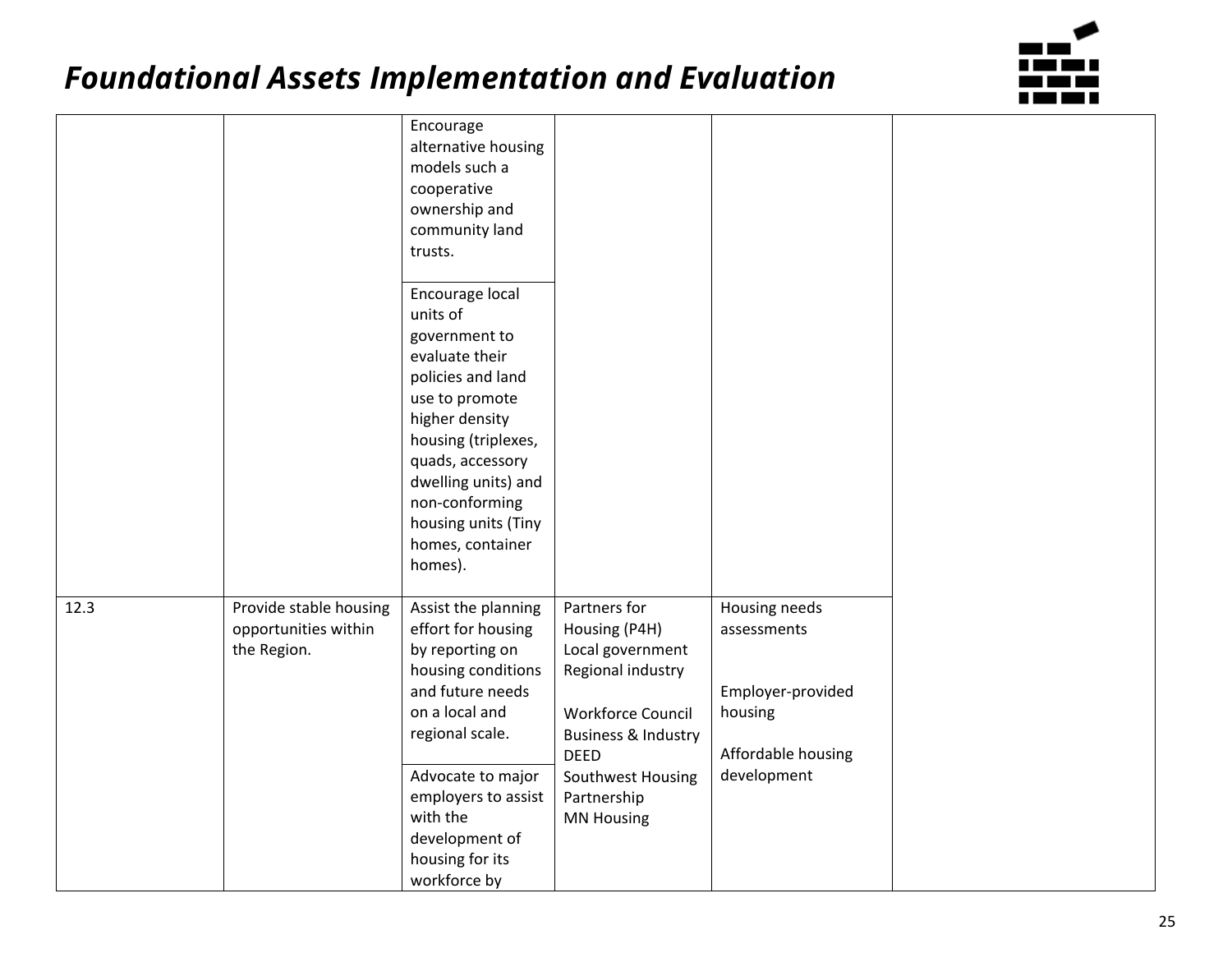## *Foundational Assets Implementation and Evaluation*

| | | | | | |
|---|---|---|---|---|---|
| | | Encourage alternative housing models such a cooperative ownership and community land trusts. | | | |
| | | Encourage local units of government to evaluate their policies and land use to promote higher density housing (triplexes, quads, accessory dwelling units) and non-conforming housing units (Tiny homes, container homes). | | | |
| 12.3 | Provide stable housing opportunities within the Region. | Assist the planning effort for housing by reporting on housing conditions and future needs on a local and regional scale. | Partners for Housing (P4H)<br>Local government<br>Regional industry<br><br>Workforce Council<br>Business & Industry<br>DEED<br>Southwest Housing Partnership<br>MN Housing | Housing needs assessments<br><br>Employer-provided housing<br><br>Affordable housing development | |
| | | Advocate to major employers to assist with the development of housing for its workforce by | | | |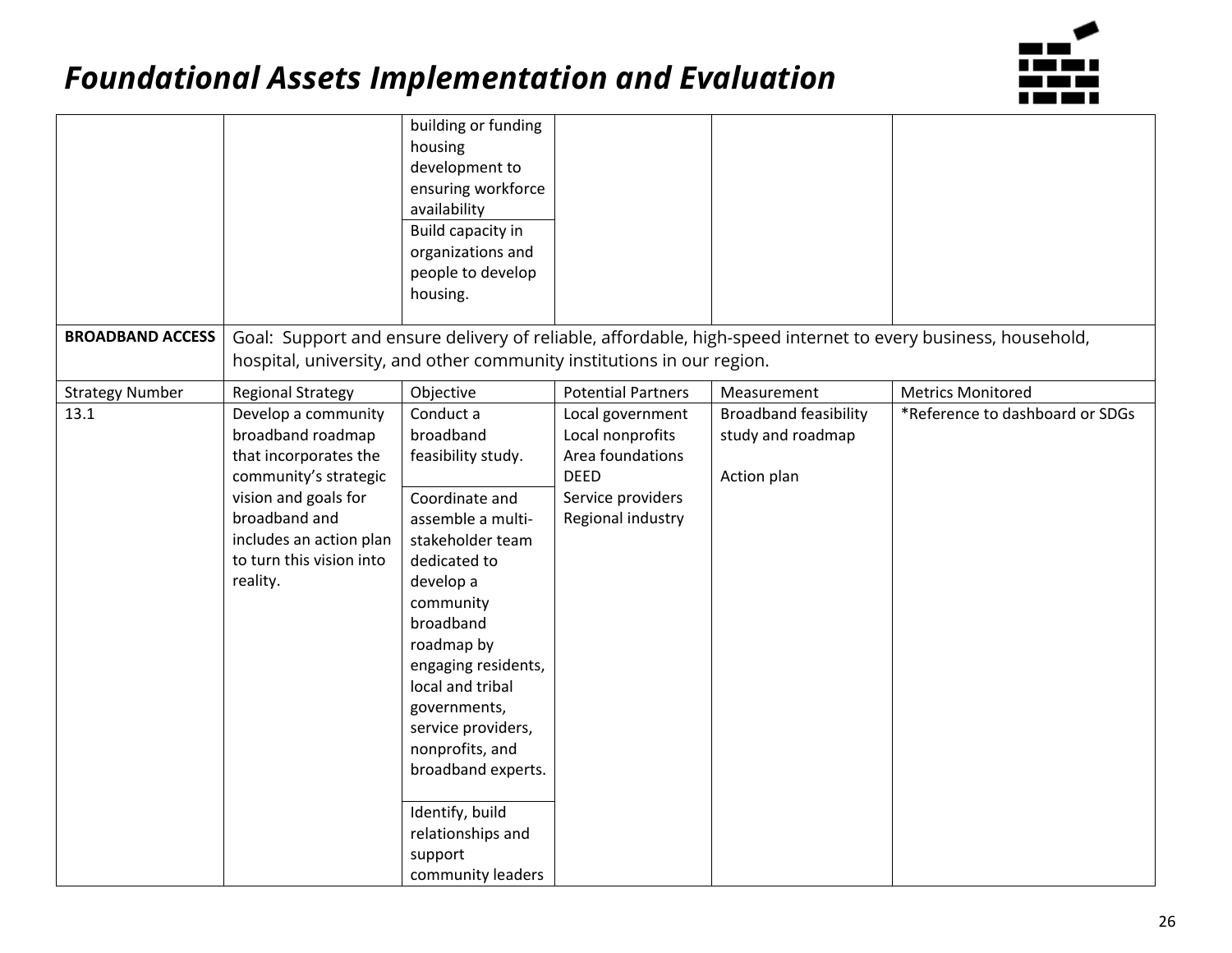# *Foundational Assets Implementation and Evaluation*

| | | | | | |
|---|---|---|---|---|---|
| | | building or funding housing development to ensuring workforce availability | | | |
| | | Build capacity in organizations and people to develop housing. | | | |
| **BROADBAND ACCESS** | Goal: Support and ensure delivery of reliable, affordable, high-speed internet to every business, household, hospital, university, and other community institutions in our region. | | | | |
| Strategy Number | Regional Strategy | Objective | Potential Partners | Measurement | Metrics Monitored |
| 13.1 | Develop a community broadband roadmap that incorporates the community's strategic vision and goals for broadband and includes an action plan to turn this vision into reality. | Conduct a broadband feasibility study. | Local government<br>Local nonprofits<br>Area foundations<br>DEED<br>Service providers<br>Regional industry | Broadband feasibility study and roadmap<br><br>Action plan | *Reference to dashboard or SDGs |
| | | Coordinate and assemble a multi-stakeholder team dedicated to develop a community broadband roadmap by engaging residents, local and tribal governments, service providers, nonprofits, and broadband experts. | | | |
| | | Identify, build relationships and support community leaders | | | |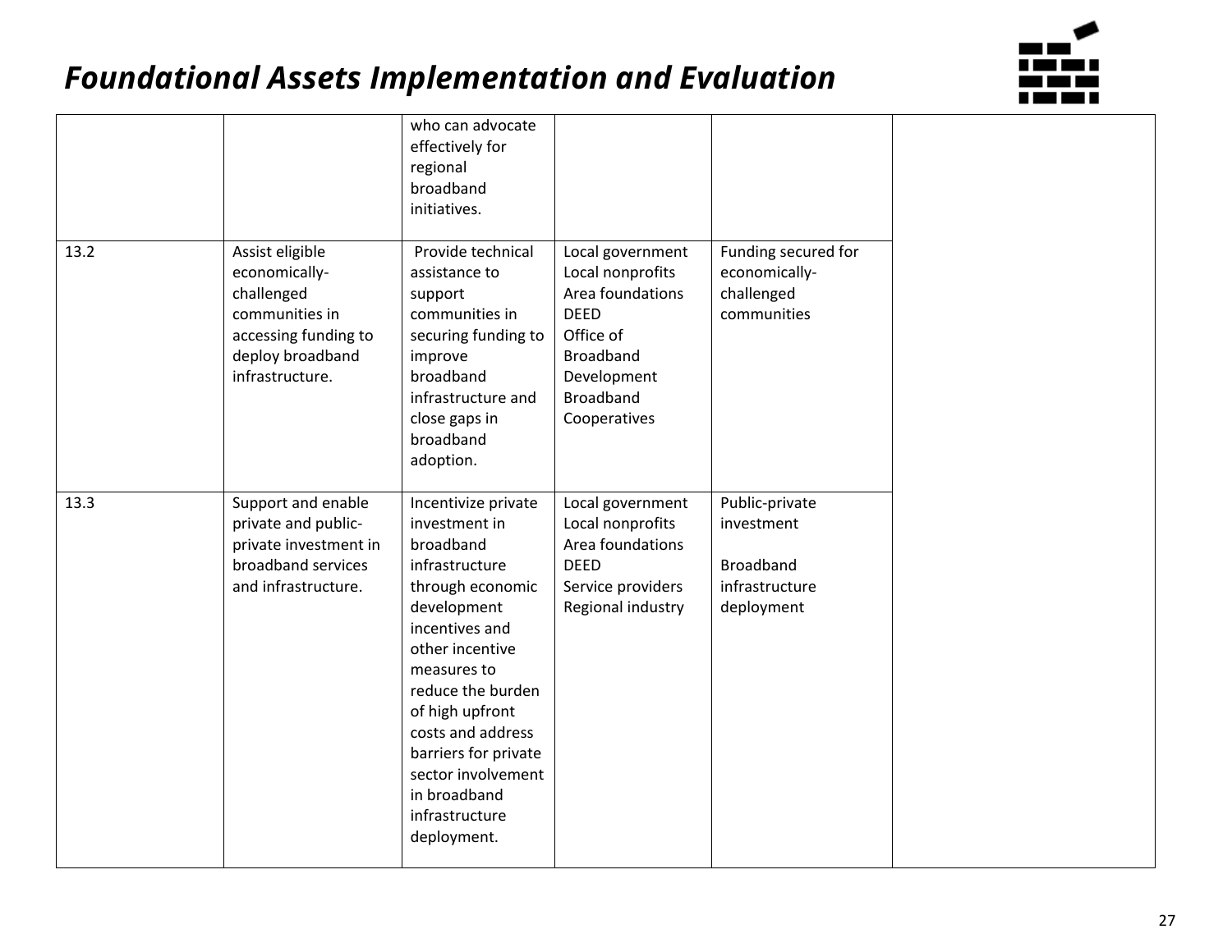# Foundational Assets Implementation and Evaluation

| | | | | | |
|---|---|---|---|---|---|
| | | who can advocate effectively for regional broadband initiatives. | | | |
| 13.2 | Assist eligible economically-challenged communities in accessing funding to deploy broadband infrastructure. | Provide technical assistance to support communities in securing funding to improve broadband infrastructure and close gaps in broadband adoption. | Local government<br>Local nonprofits<br>Area foundations<br>DEED<br>Office of Broadband Development<br>Broadband Cooperatives | Funding secured for economically-challenged communities | |
| 13.3 | Support and enable private and public-private investment in broadband services and infrastructure. | Incentivize private investment in broadband infrastructure through economic development incentives and other incentive measures to reduce the burden of high upfront costs and address barriers for private sector involvement in broadband infrastructure deployment. | Local government<br>Local nonprofits<br>Area foundations<br>DEED<br>Service providers<br>Regional industry | Public-private investment<br><br>Broadband infrastructure deployment | |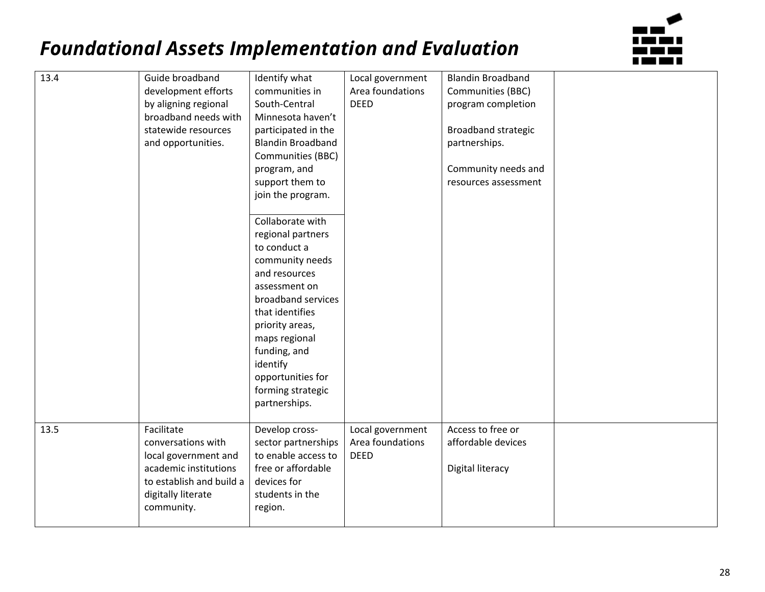## *Foundational Assets Implementation and Evaluation*

| | | | | | |
|---|---|---|---|---|---|
| 13.4 | Guide broadband development efforts by aligning regional broadband needs with statewide resources and opportunities. | Identify what communities in South-Central Minnesota haven't participated in the Blandin Broadband Communities (BBC) program, and support them to join the program. | Local government<br>Area foundations<br>DEED | Blandin Broadband Communities (BBC) program completion<br><br>Broadband strategic partnerships.<br><br>Community needs and resources assessment | |
| | | Collaborate with regional partners to conduct a community needs and resources assessment on broadband services that identifies priority areas, maps regional funding, and identify opportunities for forming strategic partnerships. | | | |
| 13.5 | Facilitate conversations with local government and academic institutions to establish and build a digitally literate community. | Develop cross-sector partnerships to enable access to free or affordable devices for students in the region. | Local government<br>Area foundations<br>DEED | Access to free or affordable devices<br><br>Digital literacy | |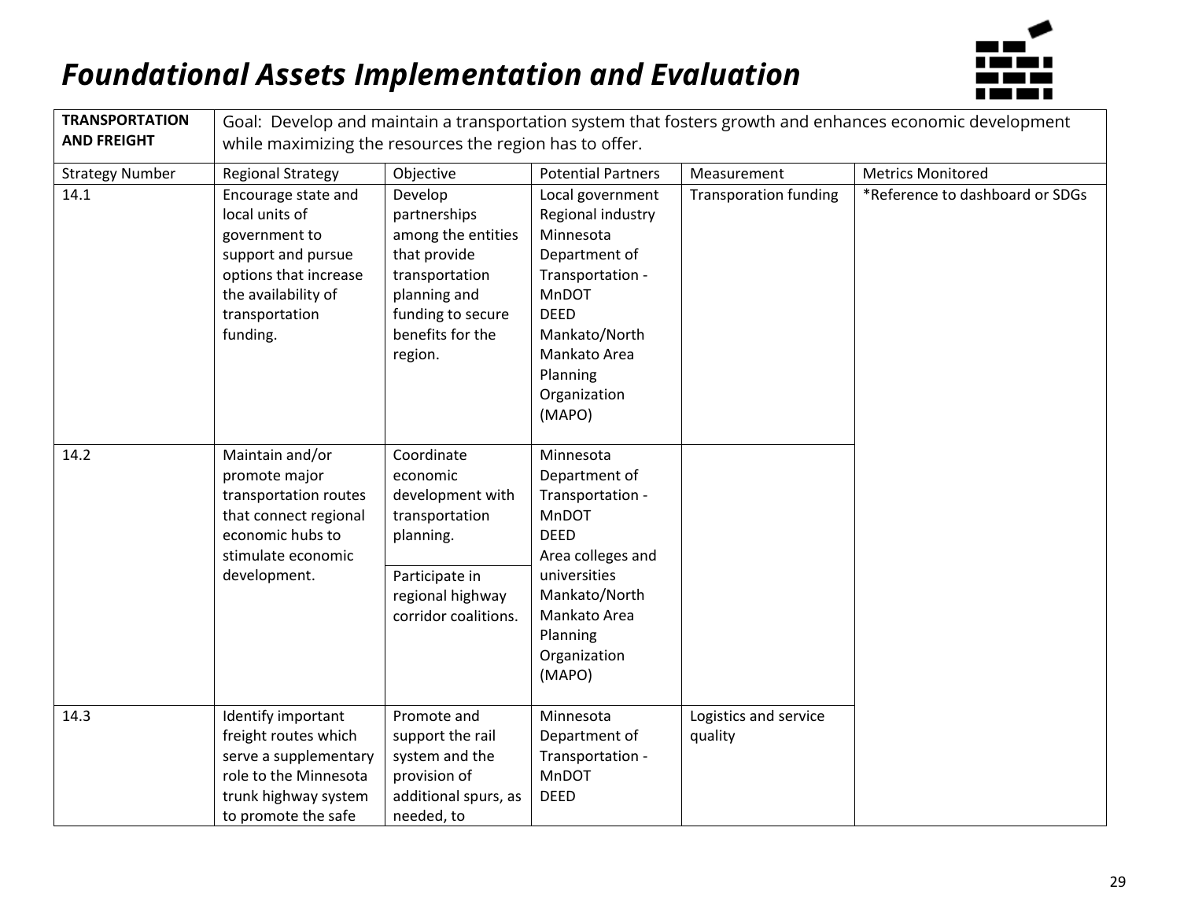# *Foundational Assets Implementation and Evaluation*

| **TRANSPORTATION AND FREIGHT** | Goal: Develop and maintain a transportation system that fosters growth and enhances economic development while maximizing the resources the region has to offer. | | | | |
|---|---|---|---|---|---|
| Strategy Number | Regional Strategy | Objective | Potential Partners | Measurement | Metrics Monitored |
| 14.1 | Encourage state and local units of government to support and pursue options that increase the availability of transportation funding. | Develop partnerships among the entities that provide transportation planning and funding to secure benefits for the region. | Local government<br>Regional industry<br>Minnesota Department of Transportation - MnDOT<br>DEED<br>Mankato/North Mankato Area Planning Organization (MAPO) | Transporation funding | *Reference to dashboard or SDGs |
| 14.2 | Maintain and/or promote major transportation routes that connect regional economic hubs to stimulate economic development. | Coordinate economic development with transportation planning. | Minnesota Department of Transportation - MnDOT<br>DEED<br>Area colleges and universities<br>Mankato/North Mankato Area Planning Organization (MAPO) | | |
| | | Participate in regional highway corridor coalitions. | | | |
| 14.3 | Identify important freight routes which serve a supplementary role to the Minnesota trunk highway system to promote the safe | Promote and support the rail system and the provision of additional spurs, as needed, to | Minnesota Department of Transportation - MnDOT<br>DEED | Logistics and service quality | |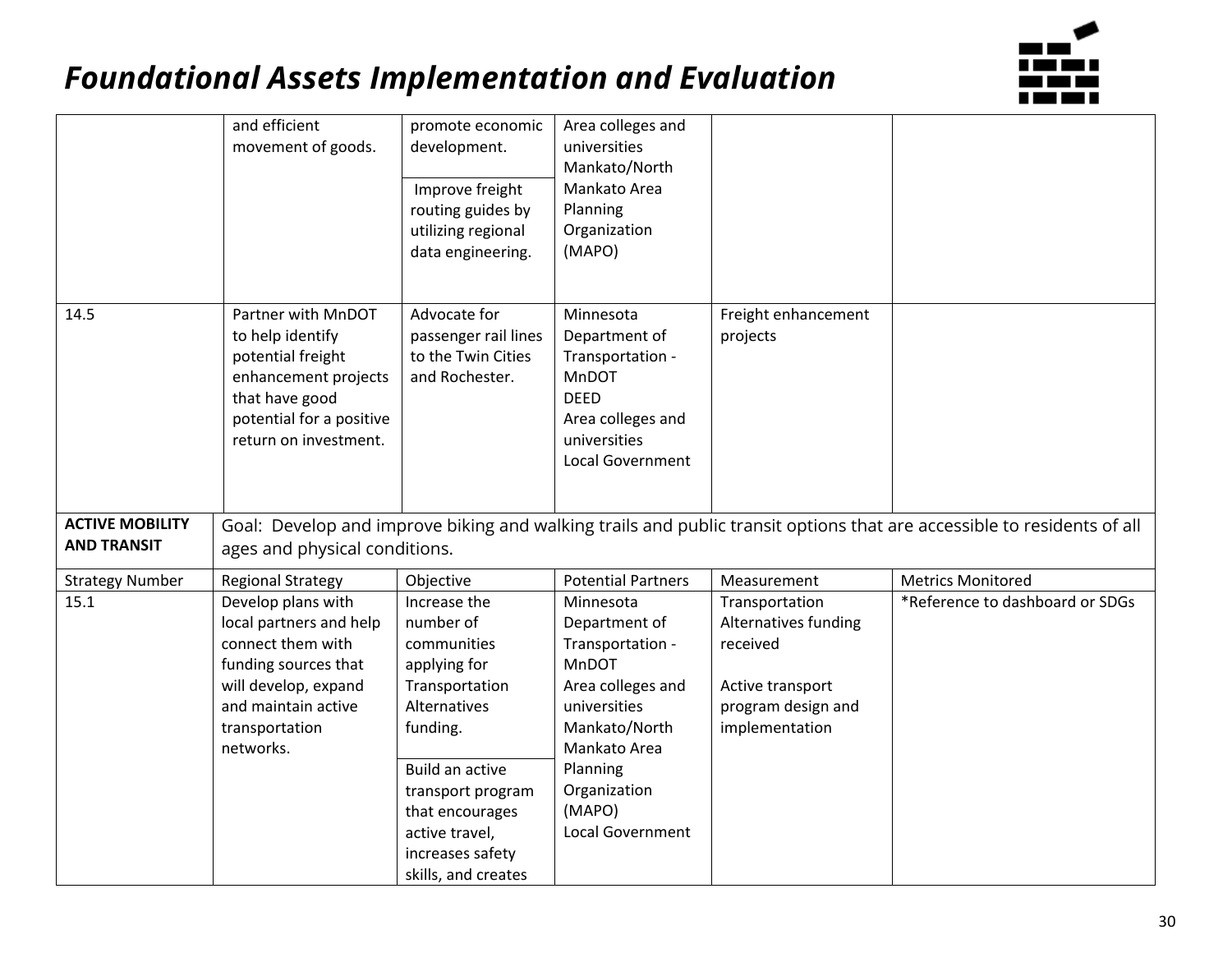# Foundational Assets Implementation and Evaluation

| | | | | | |
|---|---|---|---|---|---|
| | and efficient movement of goods. | promote economic development.<br><br>Improve freight routing guides by utilizing regional data engineering. | Area colleges and universities<br>Mankato/North Mankato Area Planning Organization (MAPO) | | |
| 14.5 | Partner with MnDOT to help identify potential freight enhancement projects that have good potential for a positive return on investment. | Advocate for passenger rail lines to the Twin Cities and Rochester. | Minnesota Department of Transportation - MnDOT<br>DEED<br>Area colleges and universities<br>Local Government | Freight enhancement projects | |
| **ACTIVE MOBILITY AND TRANSIT** | Goal: Develop and improve biking and walking trails and public transit options that are accessible to residents of all ages and physical conditions. | | | | |
| Strategy Number | Regional Strategy | Objective | Potential Partners | Measurement | Metrics Monitored |
| 15.1 | Develop plans with local partners and help connect them with funding sources that will develop, expand and maintain active transportation networks. | Increase the number of communities applying for Transportation Alternatives funding.<br><br>Build an active transport program that encourages active travel, increases safety skills, and creates | Minnesota Department of Transportation - MnDOT<br>Area colleges and universities<br>Mankato/North Mankato Area Planning Organization (MAPO)<br>Local Government | Transportation Alternatives funding received<br><br>Active transport program design and implementation | *Reference to dashboard or SDGs |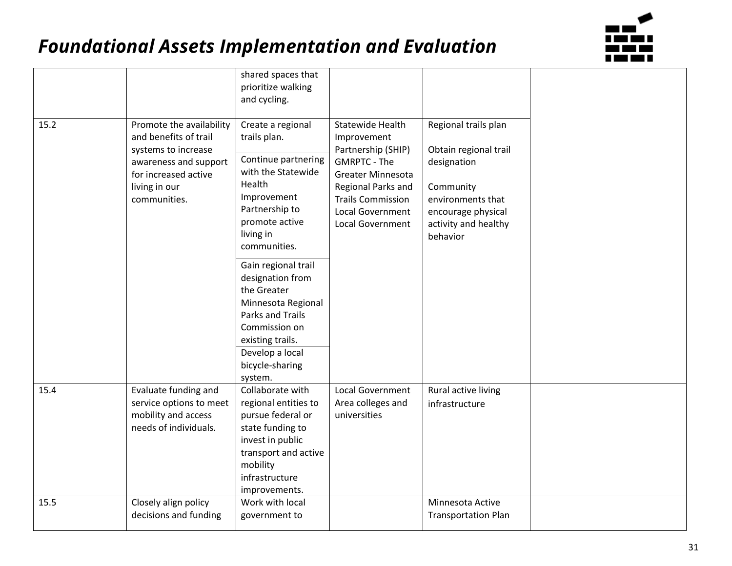# Foundational Assets Implementation and Evaluation

| | | | | | |
|---|---|---|---|---|---|
| | | shared spaces that prioritize walking and cycling. | | | |
| 15.2 | Promote the availability and benefits of trail systems to increase awareness and support for increased active living in our communities. | Create a regional trails plan. | Statewide Health Improvement Partnership (SHIP) GMRPTC - The Greater Minnesota Regional Parks and Trails Commission Local Government Local Government | Regional trails plan<br><br>Obtain regional trail designation<br><br>Community environments that encourage physical activity and healthy behavior | |
| | | Continue partnering with the Statewide Health Improvement Partnership to promote active living in communities. | | | |
| | | Gain regional trail designation from the Greater Minnesota Regional Parks and Trails Commission on existing trails. | | | |
| | | Develop a local bicycle-sharing system. | | | |
| 15.4 | Evaluate funding and service options to meet mobility and access needs of individuals. | Collaborate with regional entities to pursue federal or state funding to invest in public transport and active mobility infrastructure improvements. | Local Government Area colleges and universities | Rural active living infrastructure | |
| 15.5 | Closely align policy decisions and funding | Work with local government to | | Minnesota Active Transportation Plan | |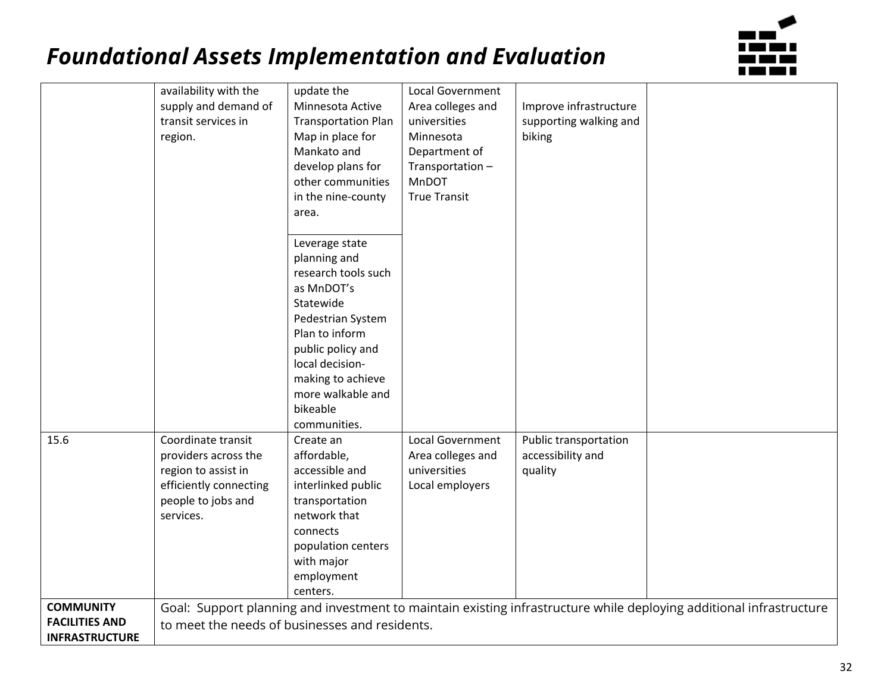## *Foundational Assets Implementation and Evaluation*

| | | | | | |
|---|---|---|---|---|---|
| | availability with the supply and demand of transit services in region. | update the Minnesota Active Transportation Plan Map in place for Mankato and develop plans for other communities in the nine-county area. | Local Government<br>Area colleges and universities<br>Minnesota Department of Transportation – MnDOT<br>True Transit | Improve infrastructure supporting walking and biking | |
| | | Leverage state planning and research tools such as MnDOT's Statewide Pedestrian System Plan to inform public policy and local decision-making to achieve more walkable and bikeable communities. | | | |
| 15.6 | Coordinate transit providers across the region to assist in efficiently connecting people to jobs and services. | Create an affordable, accessible and interlinked public transportation network that connects population centers with major employment centers. | Local Government<br>Area colleges and universities<br>Local employers | Public transportation accessibility and quality | |
| **COMMUNITY FACILITIES AND INFRASTRUCTURE** | Goal: Support planning and investment to maintain existing infrastructure while deploying additional infrastructure to meet the needs of businesses and residents. | | | | |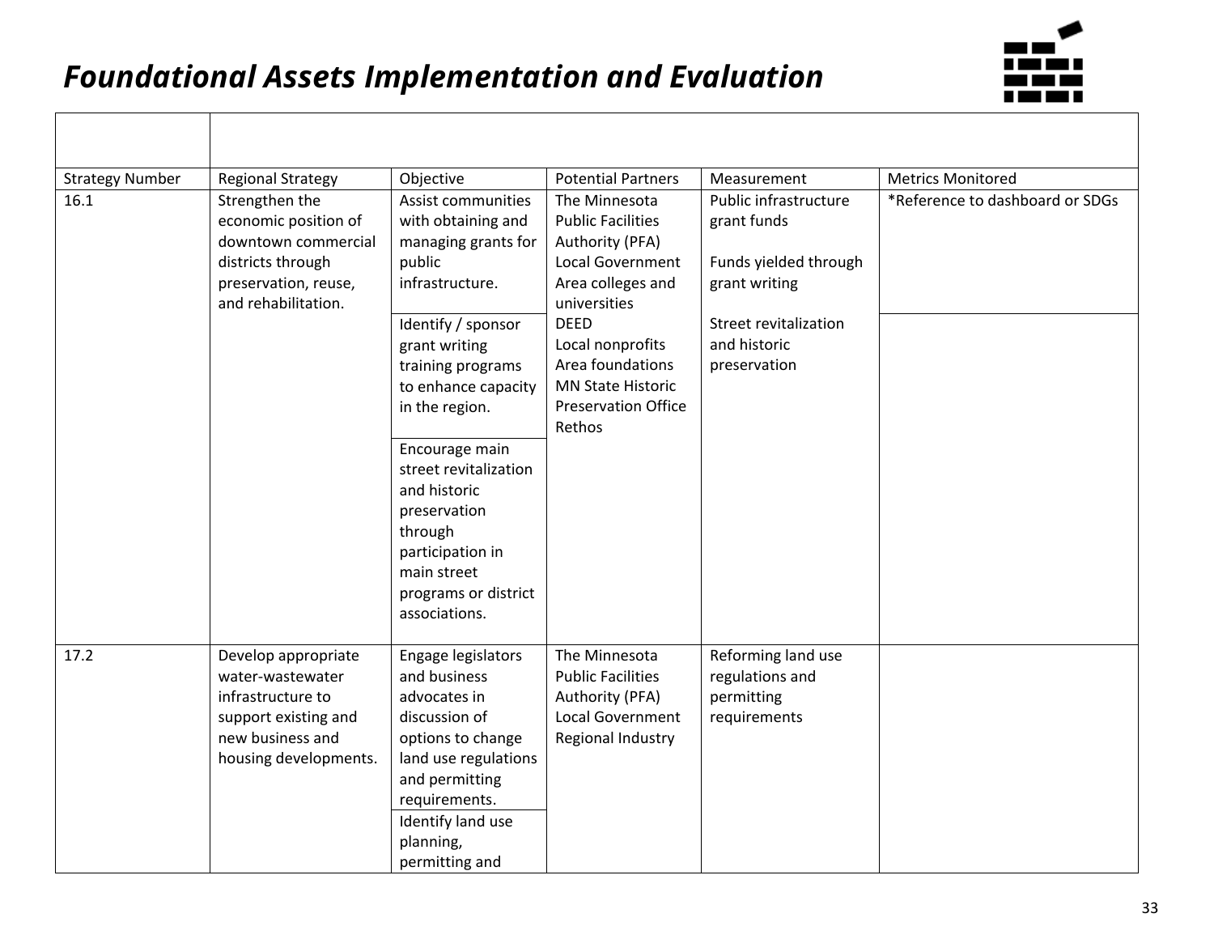# Foundational Assets Implementation and Evaluation

| Strategy Number | Regional Strategy | Objective | Potential Partners | Measurement | Metrics Monitored |
|---|---|---|---|---|---|
| 16.1 | Strengthen the economic position of downtown commercial districts through preservation, reuse, and rehabilitation. | Assist communities with obtaining and managing grants for public infrastructure. | The Minnesota Public Facilities Authority (PFA)<br>Local Government<br>Area colleges and universities<br>DEED<br>Local nonprofits<br>Area foundations<br>MN State Historic Preservation Office<br>Rethos | Public infrastructure grant funds<br><br>Funds yielded through grant writing<br><br>Street revitalization and historic preservation | *Reference to dashboard or SDGs |
| | | Identify / sponsor grant writing training programs to enhance capacity in the region. | | | |
| | | Encourage main street revitalization and historic preservation through participation in main street programs or district associations. | | | |
| 17.2 | Develop appropriate water-wastewater infrastructure to support existing and new business and housing developments. | Engage legislators and business advocates in discussion of options to change land use regulations and permitting requirements. | The Minnesota Public Facilities Authority (PFA)<br>Local Government<br>Regional Industry | Reforming land use regulations and permitting requirements | |
| | | Identify land use planning, permitting and | | | |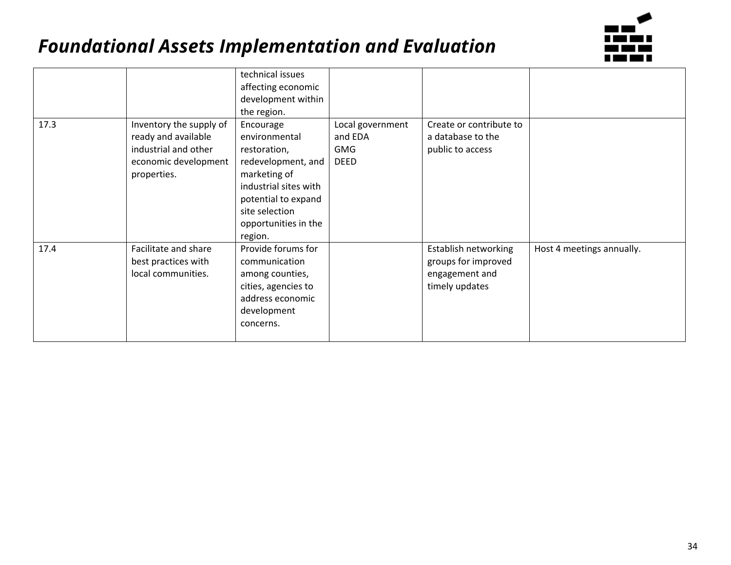## *Foundational Assets Implementation and Evaluation*

| | | | | | |
|---|---|---|---|---|---|
| | | technical issues affecting economic development within the region. | | | |
| 17.3 | Inventory the supply of ready and available industrial and other economic development properties. | Encourage environmental restoration, redevelopment, and marketing of industrial sites with potential to expand site selection opportunities in the region. | Local government and EDA<br>GMG<br>DEED | Create or contribute to a database to the public to access | |
| 17.4 | Facilitate and share best practices with local communities. | Provide forums for communication among counties, cities, agencies to address economic development concerns. | | Establish networking groups for improved engagement and timely updates | Host 4 meetings annually. |